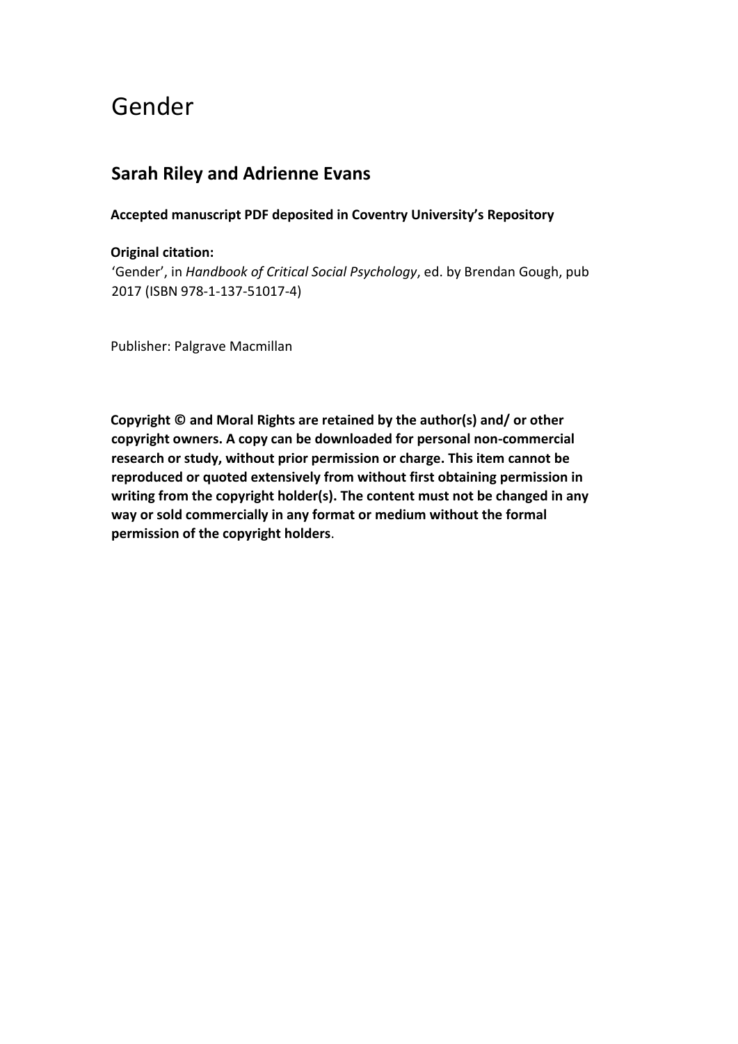# Gender

## Sarah Riley and Adrienne Evans

**Accepted manuscript PDF deposited in Coventry University's Repository**

**Original citation:**
'Gender', in *Handbook of Critical Social Psychology*, ed. by Brendan Gough, pub 2017 (ISBN 978-1-137-51017-4)

Publisher: Palgrave Macmillan

**Copyright © and Moral Rights are retained by the author(s) and/ or other copyright owners. A copy can be downloaded for personal non-commercial research or study, without prior permission or charge. This item cannot be reproduced or quoted extensively from without first obtaining permission in writing from the copyright holder(s). The content must not be changed in any way or sold commercially in any format or medium without the formal permission of the copyright holders**.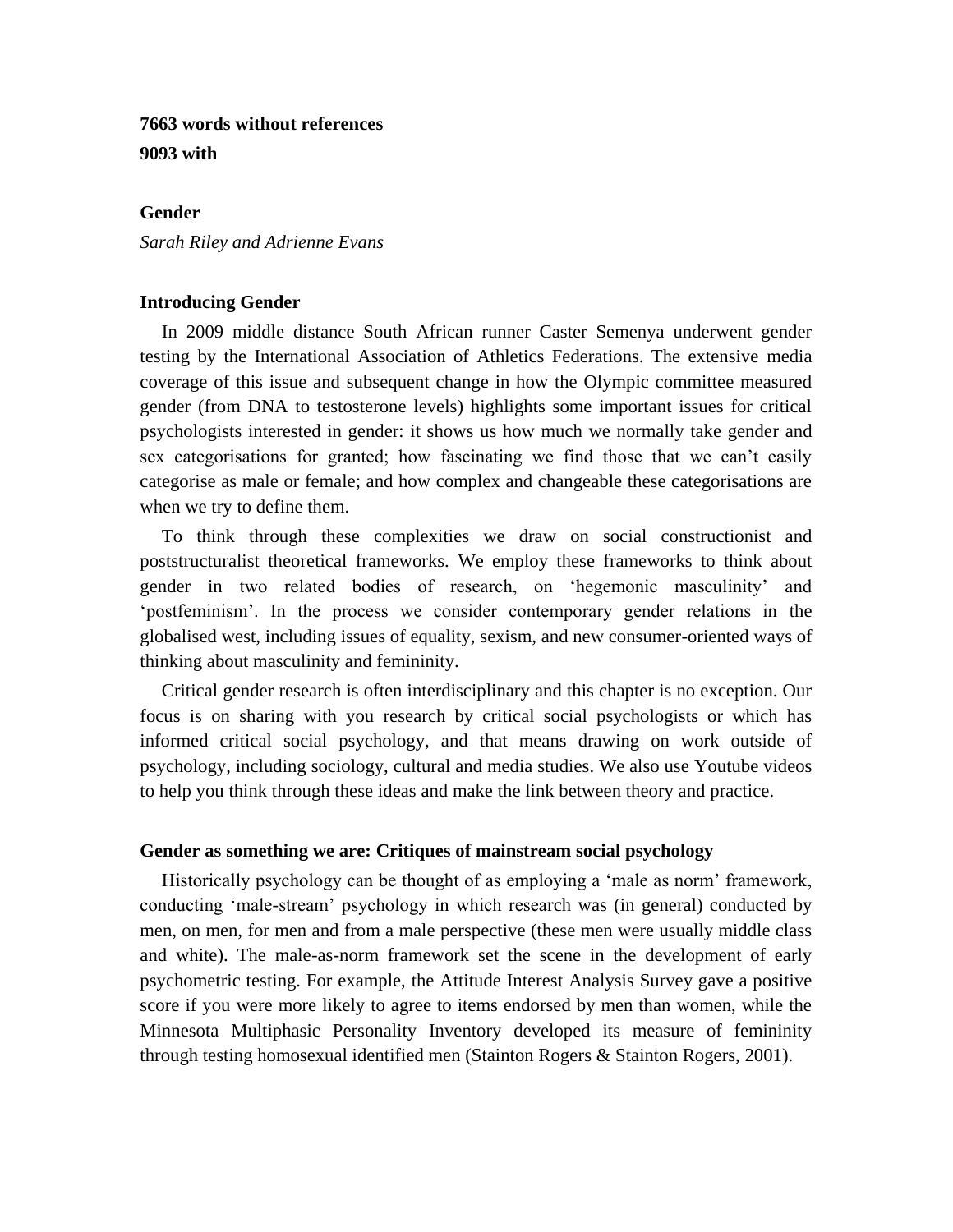**7663 words without references**

**9093 with**

## Gender

*Sarah Riley and Adrienne Evans*

### Introducing Gender

In 2009 middle distance South African runner Caster Semenya underwent gender testing by the International Association of Athletics Federations. The extensive media coverage of this issue and subsequent change in how the Olympic committee measured gender (from DNA to testosterone levels) highlights some important issues for critical psychologists interested in gender: it shows us how much we normally take gender and sex categorisations for granted; how fascinating we find those that we can't easily categorise as male or female; and how complex and changeable these categorisations are when we try to define them.

To think through these complexities we draw on social constructionist and poststructuralist theoretical frameworks. We employ these frameworks to think about gender in two related bodies of research, on 'hegemonic masculinity' and 'postfeminism'. In the process we consider contemporary gender relations in the globalised west, including issues of equality, sexism, and new consumer-oriented ways of thinking about masculinity and femininity.

Critical gender research is often interdisciplinary and this chapter is no exception. Our focus is on sharing with you research by critical social psychologists or which has informed critical social psychology, and that means drawing on work outside of psychology, including sociology, cultural and media studies. We also use Youtube videos to help you think through these ideas and make the link between theory and practice.

### Gender as something we are: Critiques of mainstream social psychology

Historically psychology can be thought of as employing a 'male as norm' framework, conducting 'male-stream' psychology in which research was (in general) conducted by men, on men, for men and from a male perspective (these men were usually middle class and white). The male-as-norm framework set the scene in the development of early psychometric testing. For example, the Attitude Interest Analysis Survey gave a positive score if you were more likely to agree to items endorsed by men than women, while the Minnesota Multiphasic Personality Inventory developed its measure of femininity through testing homosexual identified men (Stainton Rogers & Stainton Rogers, 2001).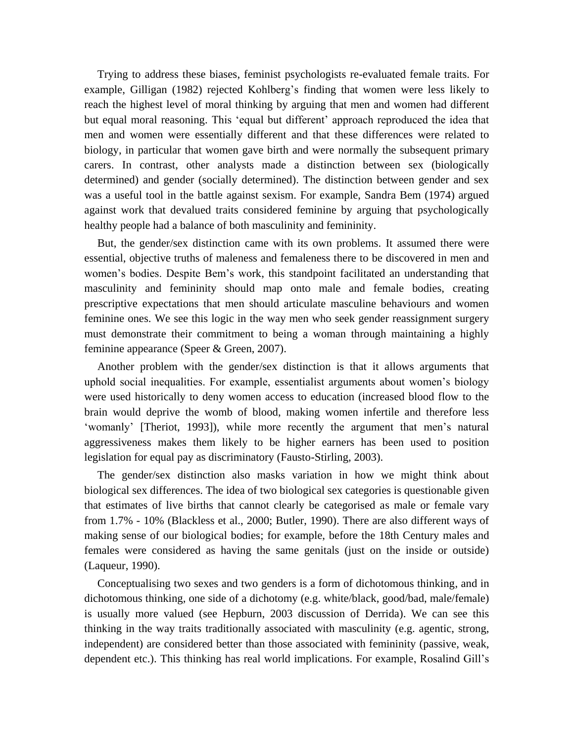Trying to address these biases, feminist psychologists re-evaluated female traits. For example, Gilligan (1982) rejected Kohlberg's finding that women were less likely to reach the highest level of moral thinking by arguing that men and women had different but equal moral reasoning. This 'equal but different' approach reproduced the idea that men and women were essentially different and that these differences were related to biology, in particular that women gave birth and were normally the subsequent primary carers. In contrast, other analysts made a distinction between sex (biologically determined) and gender (socially determined). The distinction between gender and sex was a useful tool in the battle against sexism. For example, Sandra Bem (1974) argued against work that devalued traits considered feminine by arguing that psychologically healthy people had a balance of both masculinity and femininity.

But, the gender/sex distinction came with its own problems. It assumed there were essential, objective truths of maleness and femaleness there to be discovered in men and women's bodies. Despite Bem's work, this standpoint facilitated an understanding that masculinity and femininity should map onto male and female bodies, creating prescriptive expectations that men should articulate masculine behaviours and women feminine ones. We see this logic in the way men who seek gender reassignment surgery must demonstrate their commitment to being a woman through maintaining a highly feminine appearance (Speer & Green, 2007).

Another problem with the gender/sex distinction is that it allows arguments that uphold social inequalities. For example, essentialist arguments about women's biology were used historically to deny women access to education (increased blood flow to the brain would deprive the womb of blood, making women infertile and therefore less 'womanly' [Theriot, 1993]), while more recently the argument that men's natural aggressiveness makes them likely to be higher earners has been used to position legislation for equal pay as discriminatory (Fausto-Stirling, 2003).

The gender/sex distinction also masks variation in how we might think about biological sex differences. The idea of two biological sex categories is questionable given that estimates of live births that cannot clearly be categorised as male or female vary from 1.7% - 10% (Blackless et al., 2000; Butler, 1990). There are also different ways of making sense of our biological bodies; for example, before the 18th Century males and females were considered as having the same genitals (just on the inside or outside) (Laqueur, 1990).

Conceptualising two sexes and two genders is a form of dichotomous thinking, and in dichotomous thinking, one side of a dichotomy (e.g. white/black, good/bad, male/female) is usually more valued (see Hepburn, 2003 discussion of Derrida). We can see this thinking in the way traits traditionally associated with masculinity (e.g. agentic, strong, independent) are considered better than those associated with femininity (passive, weak, dependent etc.). This thinking has real world implications. For example, Rosalind Gill's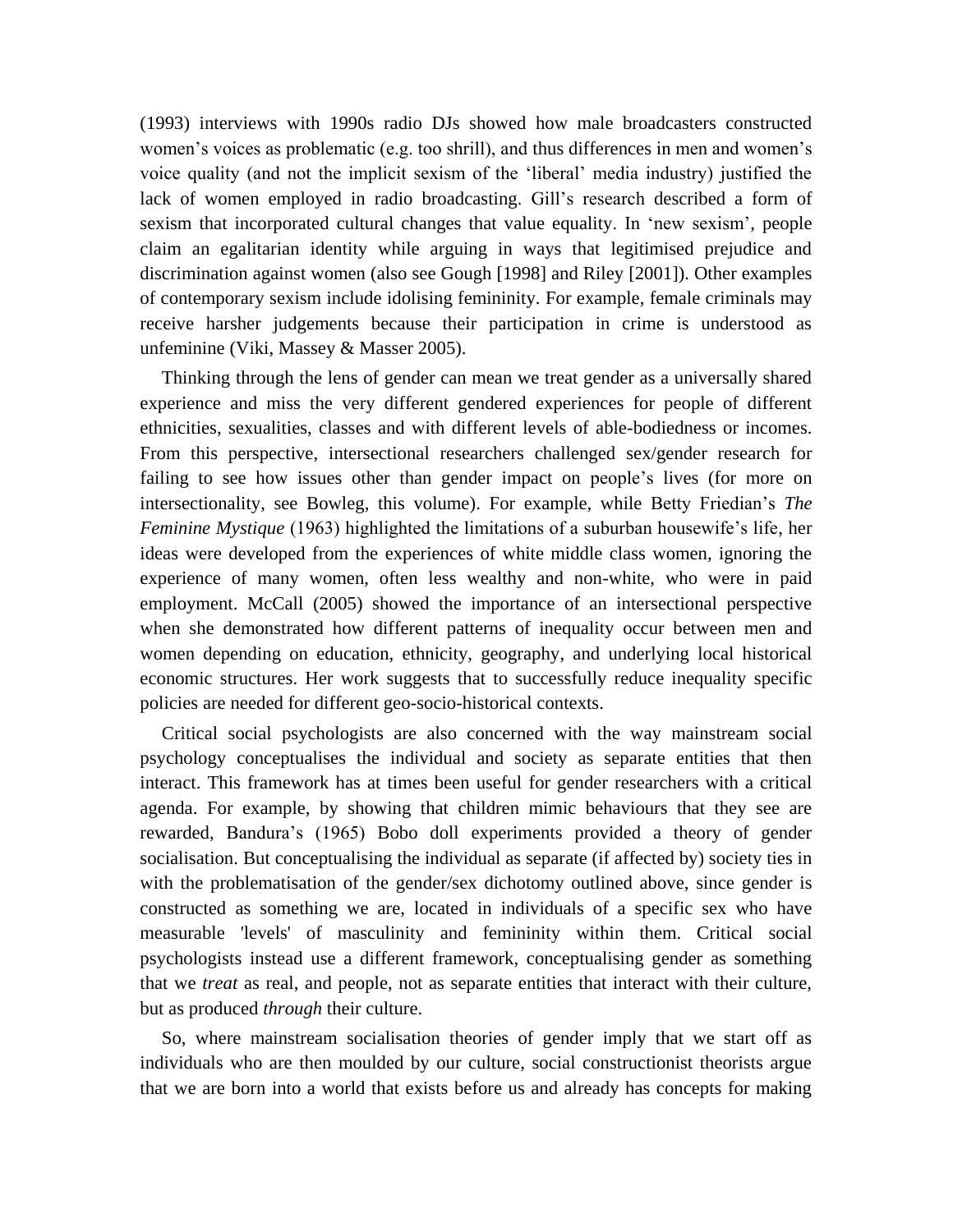(1993) interviews with 1990s radio DJs showed how male broadcasters constructed women's voices as problematic (e.g. too shrill), and thus differences in men and women's voice quality (and not the implicit sexism of the 'liberal' media industry) justified the lack of women employed in radio broadcasting. Gill's research described a form of sexism that incorporated cultural changes that value equality. In 'new sexism', people claim an egalitarian identity while arguing in ways that legitimised prejudice and discrimination against women (also see Gough [1998] and Riley [2001]). Other examples of contemporary sexism include idolising femininity. For example, female criminals may receive harsher judgements because their participation in crime is understood as unfeminine (Viki, Massey & Masser 2005).

Thinking through the lens of gender can mean we treat gender as a universally shared experience and miss the very different gendered experiences for people of different ethnicities, sexualities, classes and with different levels of able-bodiedness or incomes. From this perspective, intersectional researchers challenged sex/gender research for failing to see how issues other than gender impact on people's lives (for more on intersectionality, see Bowleg, this volume). For example, while Betty Friedian's *The Feminine Mystique* (1963) highlighted the limitations of a suburban housewife's life, her ideas were developed from the experiences of white middle class women, ignoring the experience of many women, often less wealthy and non-white, who were in paid employment. McCall (2005) showed the importance of an intersectional perspective when she demonstrated how different patterns of inequality occur between men and women depending on education, ethnicity, geography, and underlying local historical economic structures. Her work suggests that to successfully reduce inequality specific policies are needed for different geo-socio-historical contexts.

Critical social psychologists are also concerned with the way mainstream social psychology conceptualises the individual and society as separate entities that then interact. This framework has at times been useful for gender researchers with a critical agenda. For example, by showing that children mimic behaviours that they see are rewarded, Bandura's (1965) Bobo doll experiments provided a theory of gender socialisation. But conceptualising the individual as separate (if affected by) society ties in with the problematisation of the gender/sex dichotomy outlined above, since gender is constructed as something we are, located in individuals of a specific sex who have measurable 'levels' of masculinity and femininity within them. Critical social psychologists instead use a different framework, conceptualising gender as something that we *treat* as real, and people, not as separate entities that interact with their culture, but as produced *through* their culture.

So, where mainstream socialisation theories of gender imply that we start off as individuals who are then moulded by our culture, social constructionist theorists argue that we are born into a world that exists before us and already has concepts for making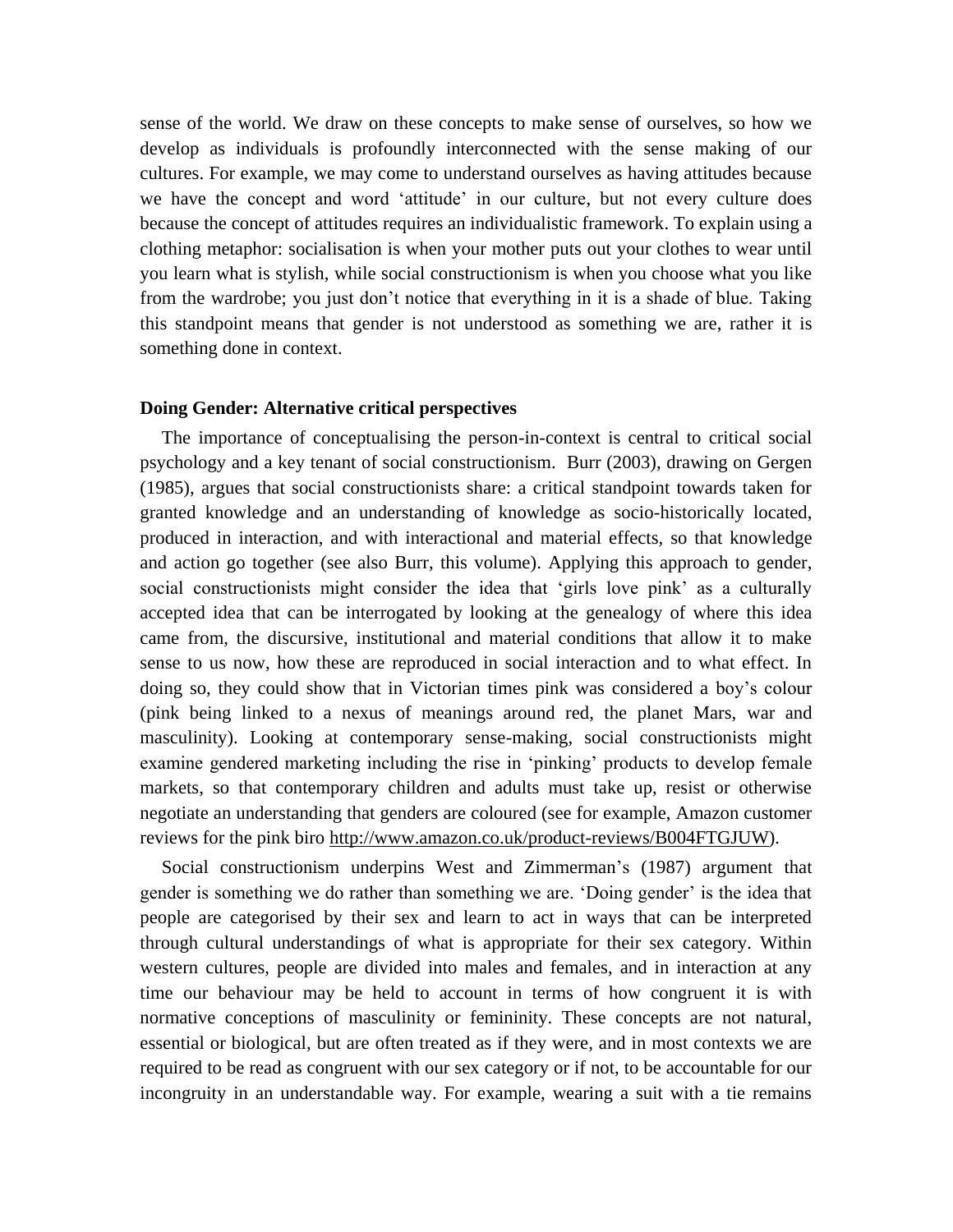sense of the world. We draw on these concepts to make sense of ourselves, so how we develop as individuals is profoundly interconnected with the sense making of our cultures. For example, we may come to understand ourselves as having attitudes because we have the concept and word 'attitude' in our culture, but not every culture does because the concept of attitudes requires an individualistic framework. To explain using a clothing metaphor: socialisation is when your mother puts out your clothes to wear until you learn what is stylish, while social constructionism is when you choose what you like from the wardrobe; you just don't notice that everything in it is a shade of blue. Taking this standpoint means that gender is not understood as something we are, rather it is something done in context.

### Doing Gender: Alternative critical perspectives

The importance of conceptualising the person-in-context is central to critical social psychology and a key tenant of social constructionism. Burr (2003), drawing on Gergen (1985), argues that social constructionists share: a critical standpoint towards taken for granted knowledge and an understanding of knowledge as socio-historically located, produced in interaction, and with interactional and material effects, so that knowledge and action go together (see also Burr, this volume). Applying this approach to gender, social constructionists might consider the idea that 'girls love pink' as a culturally accepted idea that can be interrogated by looking at the genealogy of where this idea came from, the discursive, institutional and material conditions that allow it to make sense to us now, how these are reproduced in social interaction and to what effect. In doing so, they could show that in Victorian times pink was considered a boy's colour (pink being linked to a nexus of meanings around red, the planet Mars, war and masculinity). Looking at contemporary sense-making, social constructionists might examine gendered marketing including the rise in 'pinking' products to develop female markets, so that contemporary children and adults must take up, resist or otherwise negotiate an understanding that genders are coloured (see for example, Amazon customer reviews for the pink biro http://www.amazon.co.uk/product-reviews/B004FTGJUW).

Social constructionism underpins West and Zimmerman's (1987) argument that gender is something we do rather than something we are. 'Doing gender' is the idea that people are categorised by their sex and learn to act in ways that can be interpreted through cultural understandings of what is appropriate for their sex category. Within western cultures, people are divided into males and females, and in interaction at any time our behaviour may be held to account in terms of how congruent it is with normative conceptions of masculinity or femininity. These concepts are not natural, essential or biological, but are often treated as if they were, and in most contexts we are required to be read as congruent with our sex category or if not, to be accountable for our incongruity in an understandable way. For example, wearing a suit with a tie remains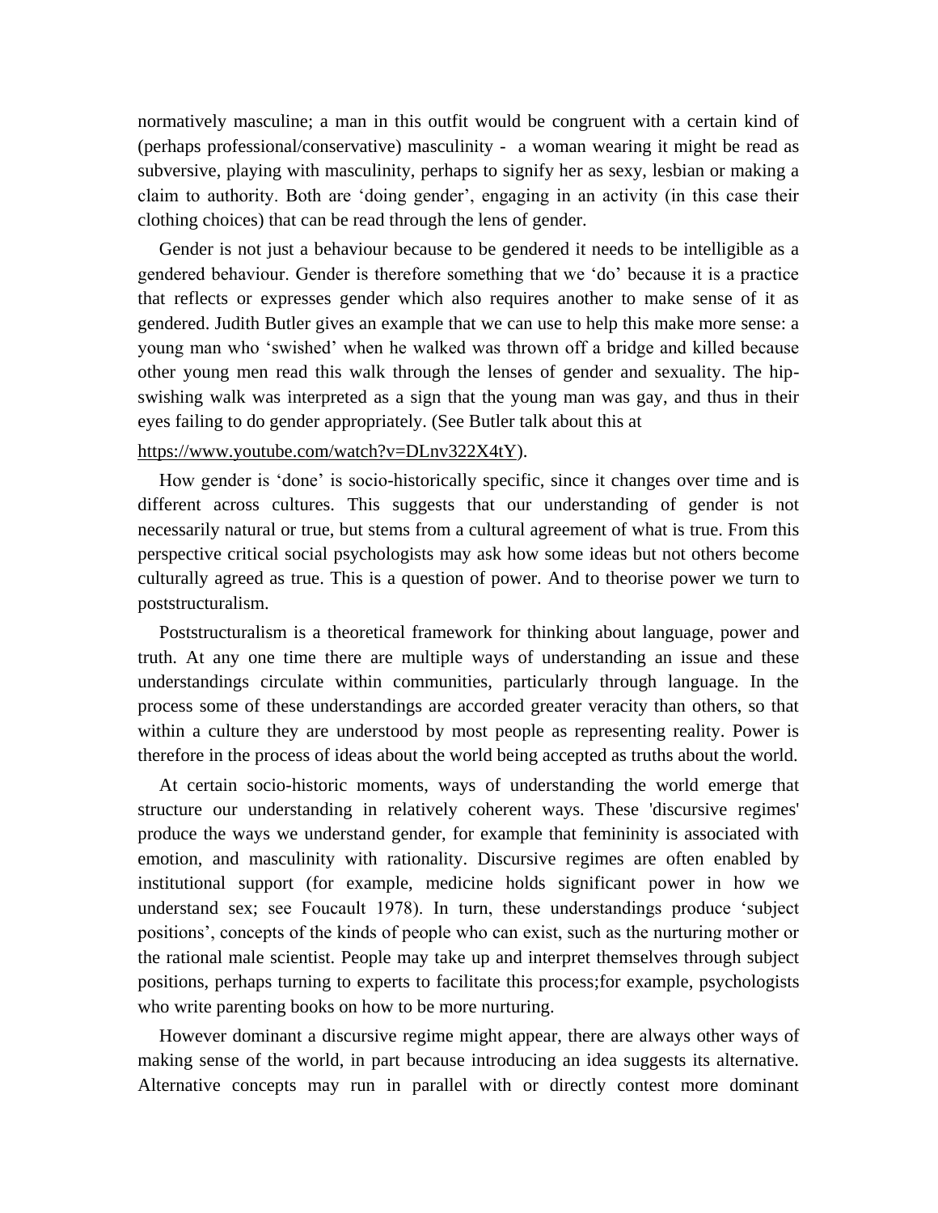normatively masculine; a man in this outfit would be congruent with a certain kind of (perhaps professional/conservative) masculinity - a woman wearing it might be read as subversive, playing with masculinity, perhaps to signify her as sexy, lesbian or making a claim to authority. Both are 'doing gender', engaging in an activity (in this case their clothing choices) that can be read through the lens of gender.

Gender is not just a behaviour because to be gendered it needs to be intelligible as a gendered behaviour. Gender is therefore something that we 'do' because it is a practice that reflects or expresses gender which also requires another to make sense of it as gendered. Judith Butler gives an example that we can use to help this make more sense: a young man who 'swished' when he walked was thrown off a bridge and killed because other young men read this walk through the lenses of gender and sexuality. The hip-swishing walk was interpreted as a sign that the young man was gay, and thus in their eyes failing to do gender appropriately. (See Butler talk about this at https://www.youtube.com/watch?v=DLnv322X4tY).

How gender is 'done' is socio-historically specific, since it changes over time and is different across cultures. This suggests that our understanding of gender is not necessarily natural or true, but stems from a cultural agreement of what is true. From this perspective critical social psychologists may ask how some ideas but not others become culturally agreed as true. This is a question of power. And to theorise power we turn to poststructuralism.

Poststructuralism is a theoretical framework for thinking about language, power and truth. At any one time there are multiple ways of understanding an issue and these understandings circulate within communities, particularly through language. In the process some of these understandings are accorded greater veracity than others, so that within a culture they are understood by most people as representing reality. Power is therefore in the process of ideas about the world being accepted as truths about the world.

At certain socio-historic moments, ways of understanding the world emerge that structure our understanding in relatively coherent ways. These 'discursive regimes' produce the ways we understand gender, for example that femininity is associated with emotion, and masculinity with rationality. Discursive regimes are often enabled by institutional support (for example, medicine holds significant power in how we understand sex; see Foucault 1978). In turn, these understandings produce 'subject positions', concepts of the kinds of people who can exist, such as the nurturing mother or the rational male scientist. People may take up and interpret themselves through subject positions, perhaps turning to experts to facilitate this process;for example, psychologists who write parenting books on how to be more nurturing.

However dominant a discursive regime might appear, there are always other ways of making sense of the world, in part because introducing an idea suggests its alternative. Alternative concepts may run in parallel with or directly contest more dominant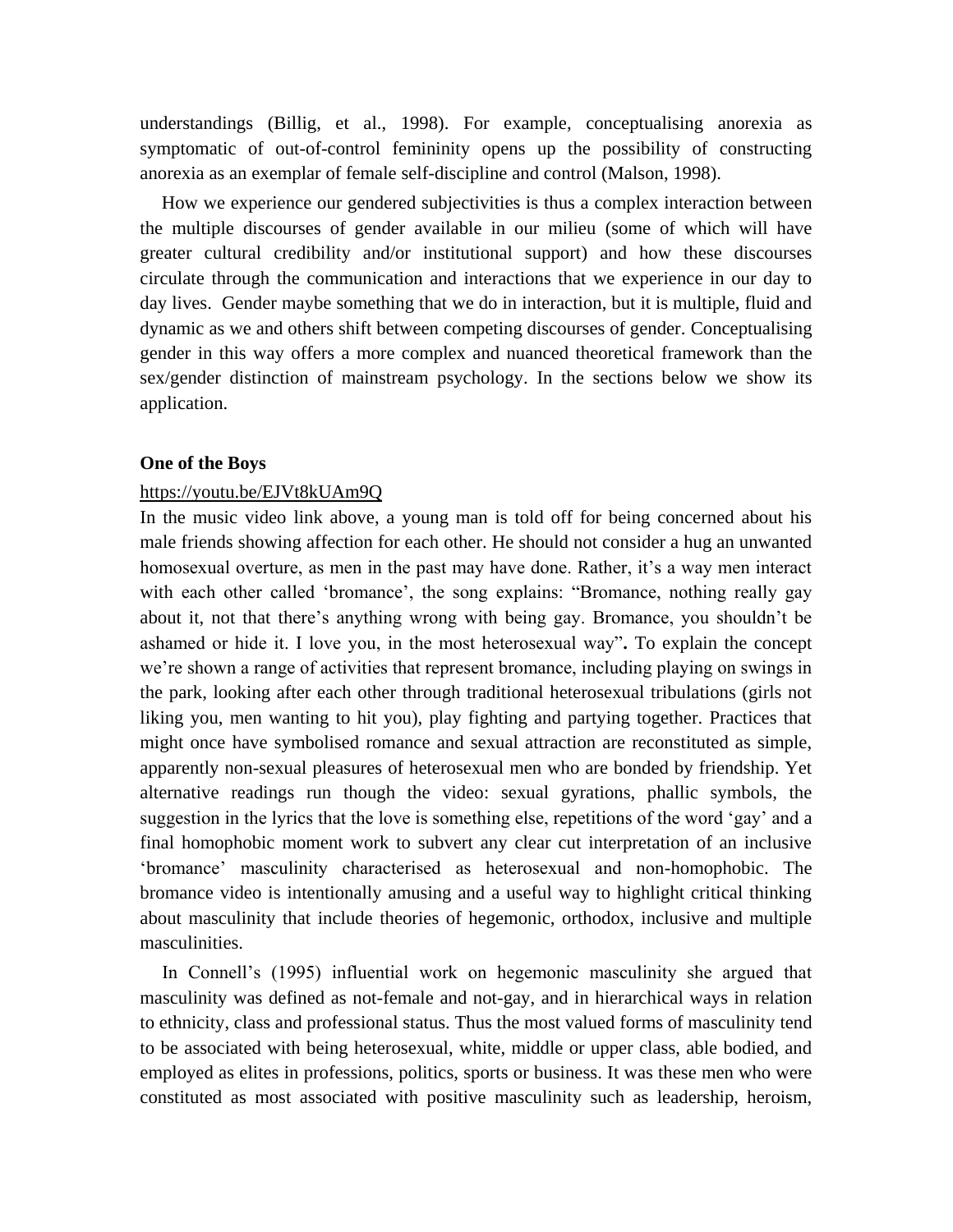understandings (Billig, et al., 1998). For example, conceptualising anorexia as symptomatic of out-of-control femininity opens up the possibility of constructing anorexia as an exemplar of female self-discipline and control (Malson, 1998).

How we experience our gendered subjectivities is thus a complex interaction between the multiple discourses of gender available in our milieu (some of which will have greater cultural credibility and/or institutional support) and how these discourses circulate through the communication and interactions that we experience in our day to day lives. Gender maybe something that we do in interaction, but it is multiple, fluid and dynamic as we and others shift between competing discourses of gender. Conceptualising gender in this way offers a more complex and nuanced theoretical framework than the sex/gender distinction of mainstream psychology. In the sections below we show its application.

**One of the Boys**

https://youtu.be/EJVt8kUAm9Q

In the music video link above, a young man is told off for being concerned about his male friends showing affection for each other. He should not consider a hug an unwanted homosexual overture, as men in the past may have done. Rather, it's a way men interact with each other called 'bromance', the song explains: "Bromance, nothing really gay about it, not that there's anything wrong with being gay. Bromance, you shouldn't be ashamed or hide it. I love you, in the most heterosexual way"**.** To explain the concept we're shown a range of activities that represent bromance, including playing on swings in the park, looking after each other through traditional heterosexual tribulations (girls not liking you, men wanting to hit you), play fighting and partying together. Practices that might once have symbolised romance and sexual attraction are reconstituted as simple, apparently non-sexual pleasures of heterosexual men who are bonded by friendship. Yet alternative readings run though the video: sexual gyrations, phallic symbols, the suggestion in the lyrics that the love is something else, repetitions of the word 'gay' and a final homophobic moment work to subvert any clear cut interpretation of an inclusive 'bromance' masculinity characterised as heterosexual and non-homophobic. The bromance video is intentionally amusing and a useful way to highlight critical thinking about masculinity that include theories of hegemonic, orthodox, inclusive and multiple masculinities.

In Connell's (1995) influential work on hegemonic masculinity she argued that masculinity was defined as not-female and not-gay, and in hierarchical ways in relation to ethnicity, class and professional status. Thus the most valued forms of masculinity tend to be associated with being heterosexual, white, middle or upper class, able bodied, and employed as elites in professions, politics, sports or business. It was these men who were constituted as most associated with positive masculinity such as leadership, heroism,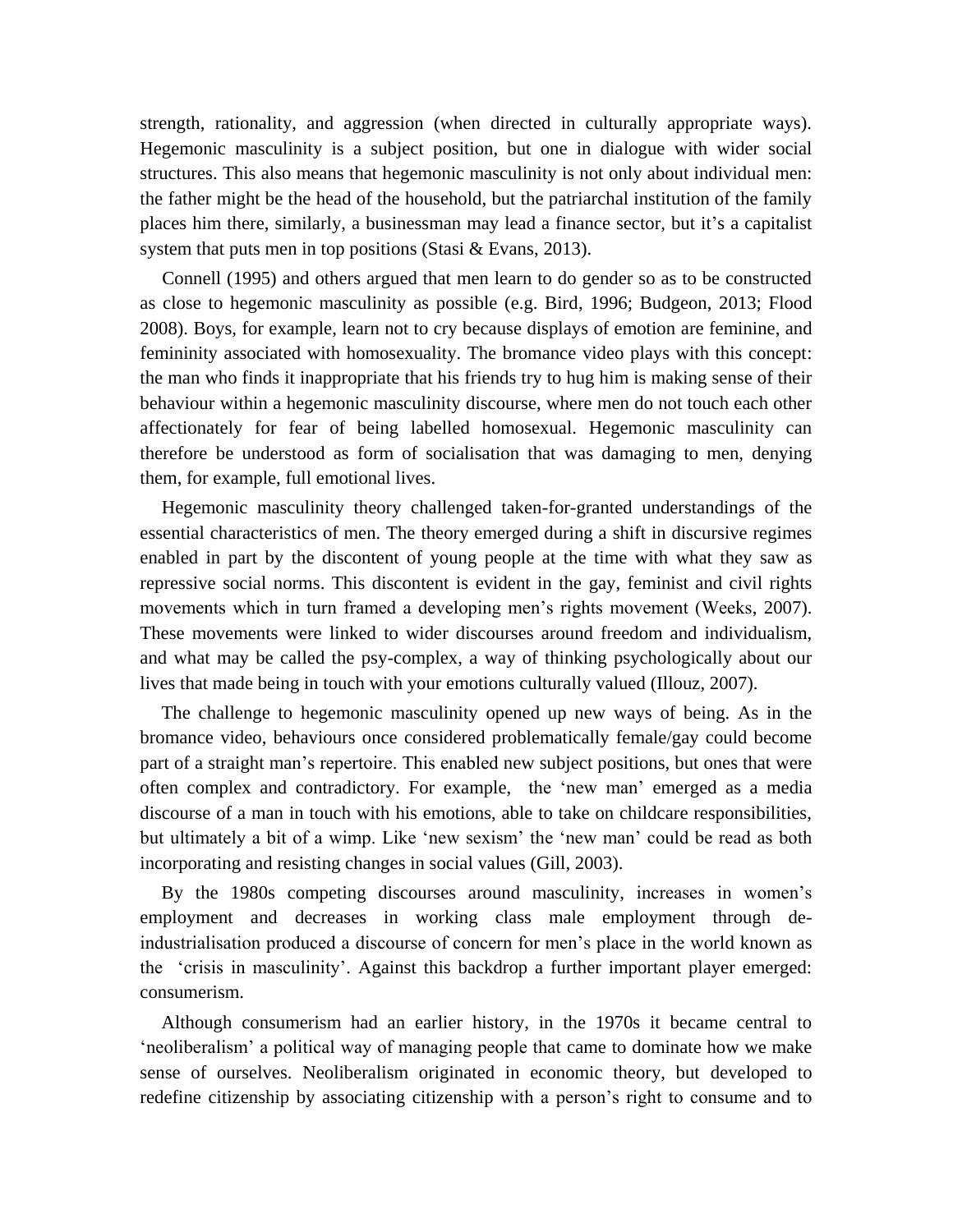strength, rationality, and aggression (when directed in culturally appropriate ways). Hegemonic masculinity is a subject position, but one in dialogue with wider social structures. This also means that hegemonic masculinity is not only about individual men: the father might be the head of the household, but the patriarchal institution of the family places him there, similarly, a businessman may lead a finance sector, but it's a capitalist system that puts men in top positions (Stasi & Evans, 2013).

Connell (1995) and others argued that men learn to do gender so as to be constructed as close to hegemonic masculinity as possible (e.g. Bird, 1996; Budgeon, 2013; Flood 2008). Boys, for example, learn not to cry because displays of emotion are feminine, and femininity associated with homosexuality. The bromance video plays with this concept: the man who finds it inappropriate that his friends try to hug him is making sense of their behaviour within a hegemonic masculinity discourse, where men do not touch each other affectionately for fear of being labelled homosexual. Hegemonic masculinity can therefore be understood as form of socialisation that was damaging to men, denying them, for example, full emotional lives.

Hegemonic masculinity theory challenged taken-for-granted understandings of the essential characteristics of men. The theory emerged during a shift in discursive regimes enabled in part by the discontent of young people at the time with what they saw as repressive social norms. This discontent is evident in the gay, feminist and civil rights movements which in turn framed a developing men's rights movement (Weeks, 2007). These movements were linked to wider discourses around freedom and individualism, and what may be called the psy-complex, a way of thinking psychologically about our lives that made being in touch with your emotions culturally valued (Illouz, 2007).

The challenge to hegemonic masculinity opened up new ways of being. As in the bromance video, behaviours once considered problematically female/gay could become part of a straight man's repertoire. This enabled new subject positions, but ones that were often complex and contradictory. For example, the 'new man' emerged as a media discourse of a man in touch with his emotions, able to take on childcare responsibilities, but ultimately a bit of a wimp. Like 'new sexism' the 'new man' could be read as both incorporating and resisting changes in social values (Gill, 2003).

By the 1980s competing discourses around masculinity, increases in women's employment and decreases in working class male employment through de-industrialisation produced a discourse of concern for men's place in the world known as the 'crisis in masculinity'. Against this backdrop a further important player emerged: consumerism.

Although consumerism had an earlier history, in the 1970s it became central to 'neoliberalism' a political way of managing people that came to dominate how we make sense of ourselves. Neoliberalism originated in economic theory, but developed to redefine citizenship by associating citizenship with a person's right to consume and to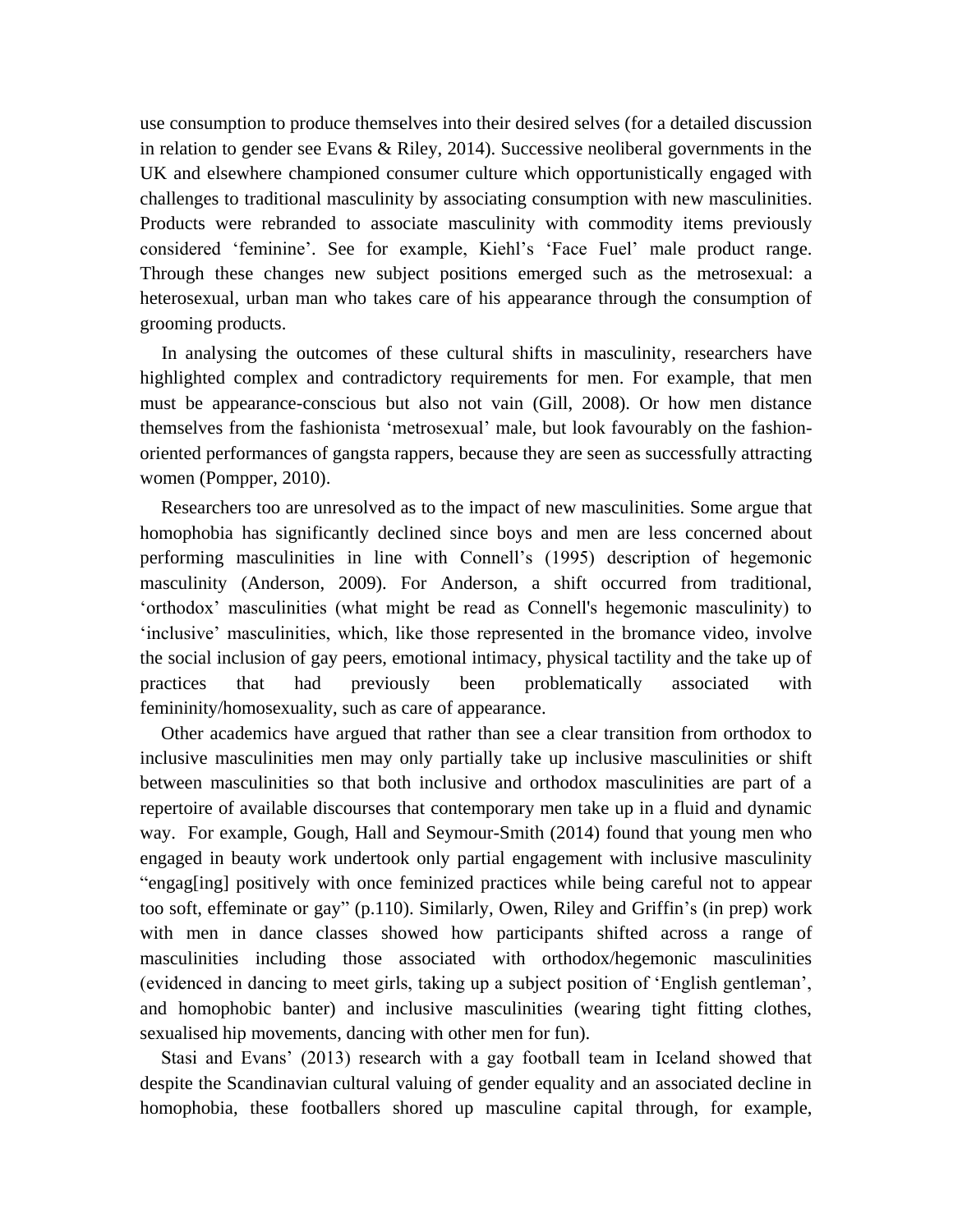use consumption to produce themselves into their desired selves (for a detailed discussion in relation to gender see Evans & Riley, 2014). Successive neoliberal governments in the UK and elsewhere championed consumer culture which opportunistically engaged with challenges to traditional masculinity by associating consumption with new masculinities. Products were rebranded to associate masculinity with commodity items previously considered 'feminine'. See for example, Kiehl's 'Face Fuel' male product range. Through these changes new subject positions emerged such as the metrosexual: a heterosexual, urban man who takes care of his appearance through the consumption of grooming products.

In analysing the outcomes of these cultural shifts in masculinity, researchers have highlighted complex and contradictory requirements for men. For example, that men must be appearance-conscious but also not vain (Gill, 2008). Or how men distance themselves from the fashionista 'metrosexual' male, but look favourably on the fashion-oriented performances of gangsta rappers, because they are seen as successfully attracting women (Pompper, 2010).

Researchers too are unresolved as to the impact of new masculinities. Some argue that homophobia has significantly declined since boys and men are less concerned about performing masculinities in line with Connell's (1995) description of hegemonic masculinity (Anderson, 2009). For Anderson, a shift occurred from traditional, 'orthodox' masculinities (what might be read as Connell's hegemonic masculinity) to 'inclusive' masculinities, which, like those represented in the bromance video, involve the social inclusion of gay peers, emotional intimacy, physical tactility and the take up of practices that had previously been problematically associated with femininity/homosexuality, such as care of appearance.

Other academics have argued that rather than see a clear transition from orthodox to inclusive masculinities men may only partially take up inclusive masculinities or shift between masculinities so that both inclusive and orthodox masculinities are part of a repertoire of available discourses that contemporary men take up in a fluid and dynamic way. For example, Gough, Hall and Seymour-Smith (2014) found that young men who engaged in beauty work undertook only partial engagement with inclusive masculinity "engag[ing] positively with once feminized practices while being careful not to appear too soft, effeminate or gay" (p.110). Similarly, Owen, Riley and Griffin's (in prep) work with men in dance classes showed how participants shifted across a range of masculinities including those associated with orthodox/hegemonic masculinities (evidenced in dancing to meet girls, taking up a subject position of 'English gentleman', and homophobic banter) and inclusive masculinities (wearing tight fitting clothes, sexualised hip movements, dancing with other men for fun).

Stasi and Evans' (2013) research with a gay football team in Iceland showed that despite the Scandinavian cultural valuing of gender equality and an associated decline in homophobia, these footballers shored up masculine capital through, for example,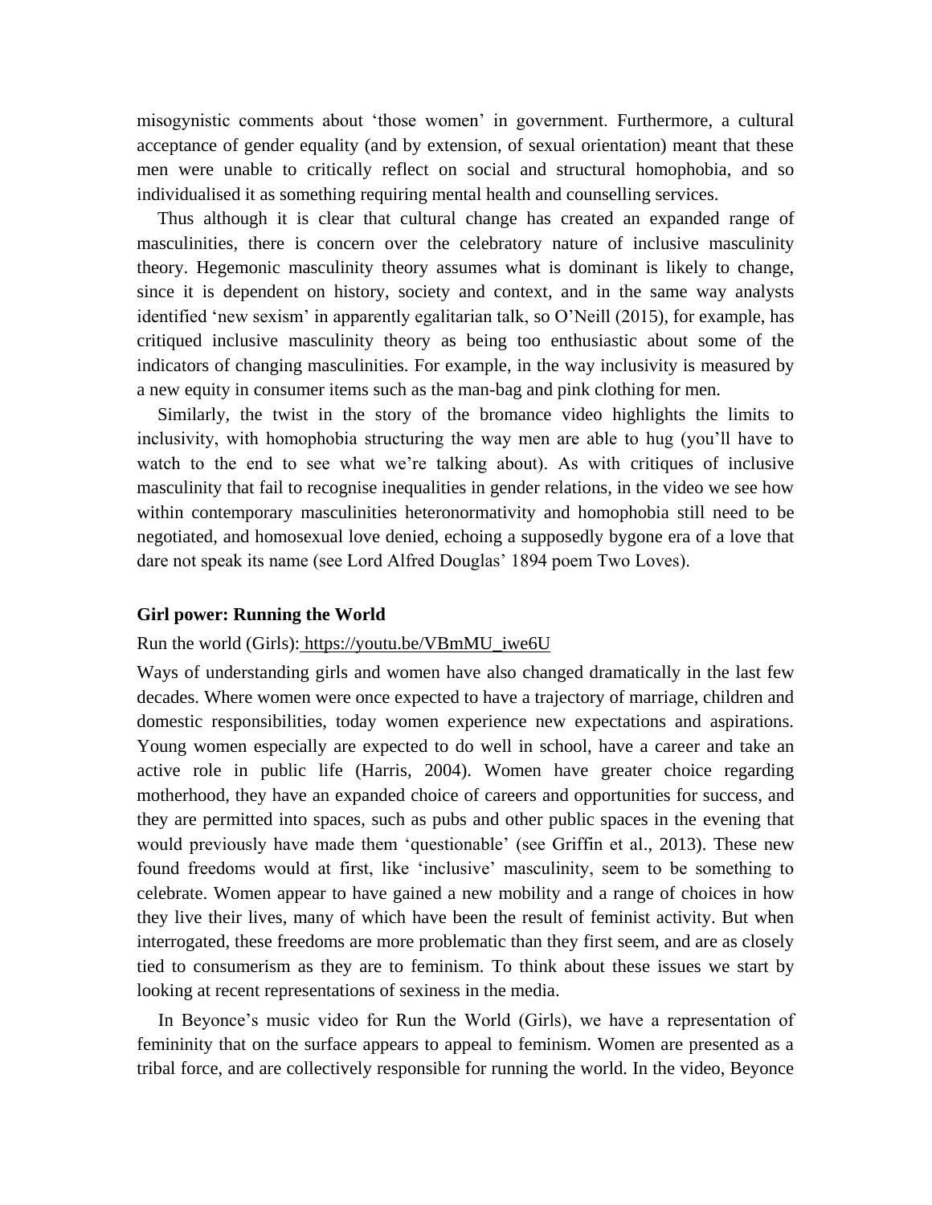misogynistic comments about 'those women' in government. Furthermore, a cultural acceptance of gender equality (and by extension, of sexual orientation) meant that these men were unable to critically reflect on social and structural homophobia, and so individualised it as something requiring mental health and counselling services.

Thus although it is clear that cultural change has created an expanded range of masculinities, there is concern over the celebratory nature of inclusive masculinity theory. Hegemonic masculinity theory assumes what is dominant is likely to change, since it is dependent on history, society and context, and in the same way analysts identified 'new sexism' in apparently egalitarian talk, so O'Neill (2015), for example, has critiqued inclusive masculinity theory as being too enthusiastic about some of the indicators of changing masculinities. For example, in the way inclusivity is measured by a new equity in consumer items such as the man-bag and pink clothing for men.

Similarly, the twist in the story of the bromance video highlights the limits to inclusivity, with homophobia structuring the way men are able to hug (you'll have to watch to the end to see what we're talking about). As with critiques of inclusive masculinity that fail to recognise inequalities in gender relations, in the video we see how within contemporary masculinities heteronormativity and homophobia still need to be negotiated, and homosexual love denied, echoing a supposedly bygone era of a love that dare not speak its name (see Lord Alfred Douglas' 1894 poem Two Loves).

**Girl power: Running the World**

Run the world (Girls): https://youtu.be/VBmMU_iwe6U

Ways of understanding girls and women have also changed dramatically in the last few decades. Where women were once expected to have a trajectory of marriage, children and domestic responsibilities, today women experience new expectations and aspirations. Young women especially are expected to do well in school, have a career and take an active role in public life (Harris, 2004). Women have greater choice regarding motherhood, they have an expanded choice of careers and opportunities for success, and they are permitted into spaces, such as pubs and other public spaces in the evening that would previously have made them 'questionable' (see Griffin et al., 2013). These new found freedoms would at first, like 'inclusive' masculinity, seem to be something to celebrate. Women appear to have gained a new mobility and a range of choices in how they live their lives, many of which have been the result of feminist activity. But when interrogated, these freedoms are more problematic than they first seem, and are as closely tied to consumerism as they are to feminism. To think about these issues we start by looking at recent representations of sexiness in the media.

In Beyonce's music video for Run the World (Girls), we have a representation of femininity that on the surface appears to appeal to feminism. Women are presented as a tribal force, and are collectively responsible for running the world. In the video, Beyonce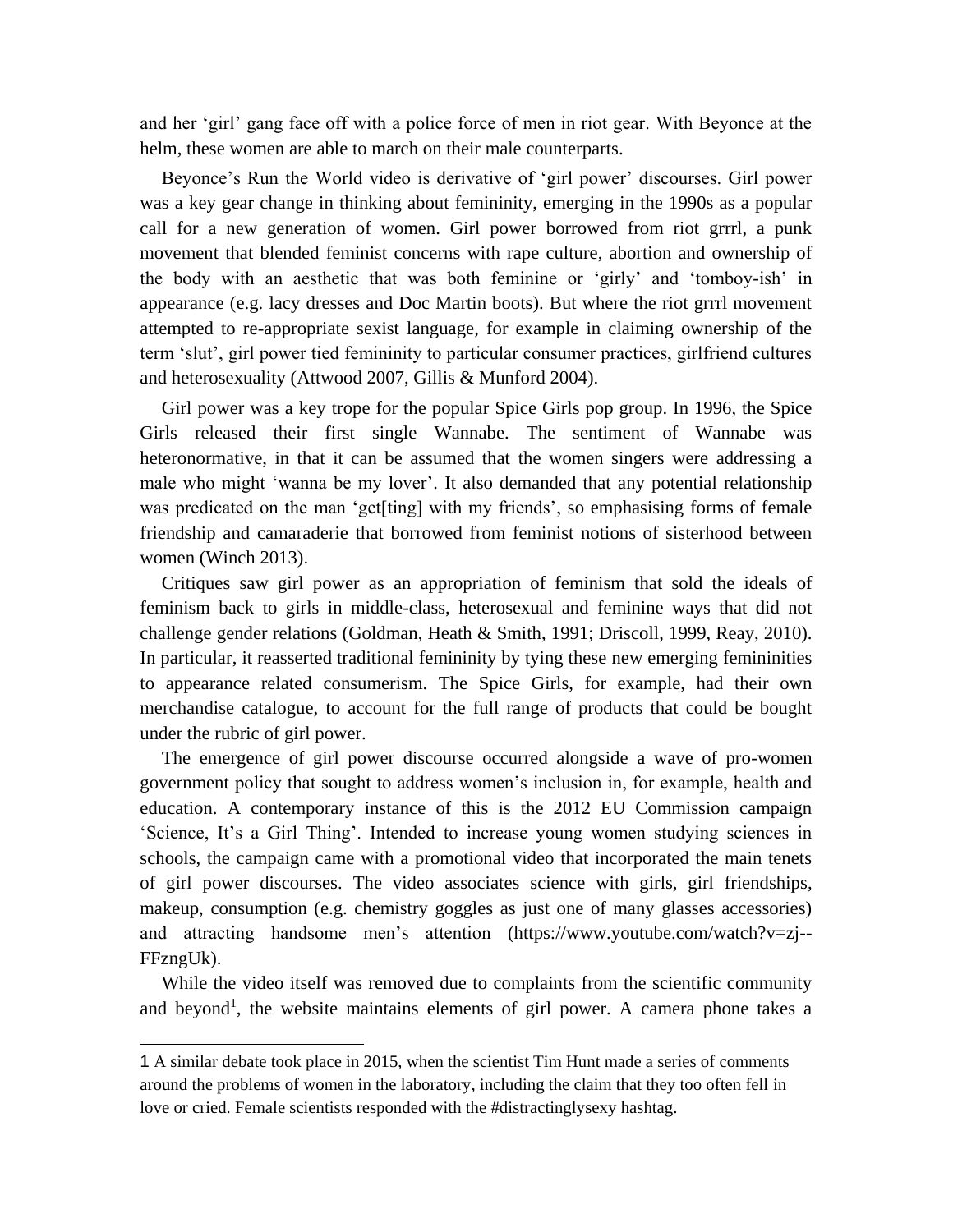and her 'girl' gang face off with a police force of men in riot gear. With Beyonce at the helm, these women are able to march on their male counterparts.

Beyonce's Run the World video is derivative of 'girl power' discourses. Girl power was a key gear change in thinking about femininity, emerging in the 1990s as a popular call for a new generation of women. Girl power borrowed from riot grrrl, a punk movement that blended feminist concerns with rape culture, abortion and ownership of the body with an aesthetic that was both feminine or 'girly' and 'tomboy-ish' in appearance (e.g. lacy dresses and Doc Martin boots). But where the riot grrrl movement attempted to re-appropriate sexist language, for example in claiming ownership of the term 'slut', girl power tied femininity to particular consumer practices, girlfriend cultures and heterosexuality (Attwood 2007, Gillis & Munford 2004).

Girl power was a key trope for the popular Spice Girls pop group. In 1996, the Spice Girls released their first single Wannabe. The sentiment of Wannabe was heteronormative, in that it can be assumed that the women singers were addressing a male who might 'wanna be my lover'. It also demanded that any potential relationship was predicated on the man 'get[ting] with my friends', so emphasising forms of female friendship and camaraderie that borrowed from feminist notions of sisterhood between women (Winch 2013).

Critiques saw girl power as an appropriation of feminism that sold the ideals of feminism back to girls in middle-class, heterosexual and feminine ways that did not challenge gender relations (Goldman, Heath & Smith, 1991; Driscoll, 1999, Reay, 2010). In particular, it reasserted traditional femininity by tying these new emerging femininities to appearance related consumerism. The Spice Girls, for example, had their own merchandise catalogue, to account for the full range of products that could be bought under the rubric of girl power.

The emergence of girl power discourse occurred alongside a wave of pro-women government policy that sought to address women's inclusion in, for example, health and education. A contemporary instance of this is the 2012 EU Commission campaign 'Science, It's a Girl Thing'. Intended to increase young women studying sciences in schools, the campaign came with a promotional video that incorporated the main tenets of girl power discourses. The video associates science with girls, girl friendships, makeup, consumption (e.g. chemistry goggles as just one of many glasses accessories) and attracting handsome men's attention (https://www.youtube.com/watch?v=zj--FFzngUk).

While the video itself was removed due to complaints from the scientific community and beyond[1], the website maintains elements of girl power. A camera phone takes a

---

[1] A similar debate took place in 2015, when the scientist Tim Hunt made a series of comments around the problems of women in the laboratory, including the claim that they too often fell in love or cried. Female scientists responded with the #distractinglysexy hashtag.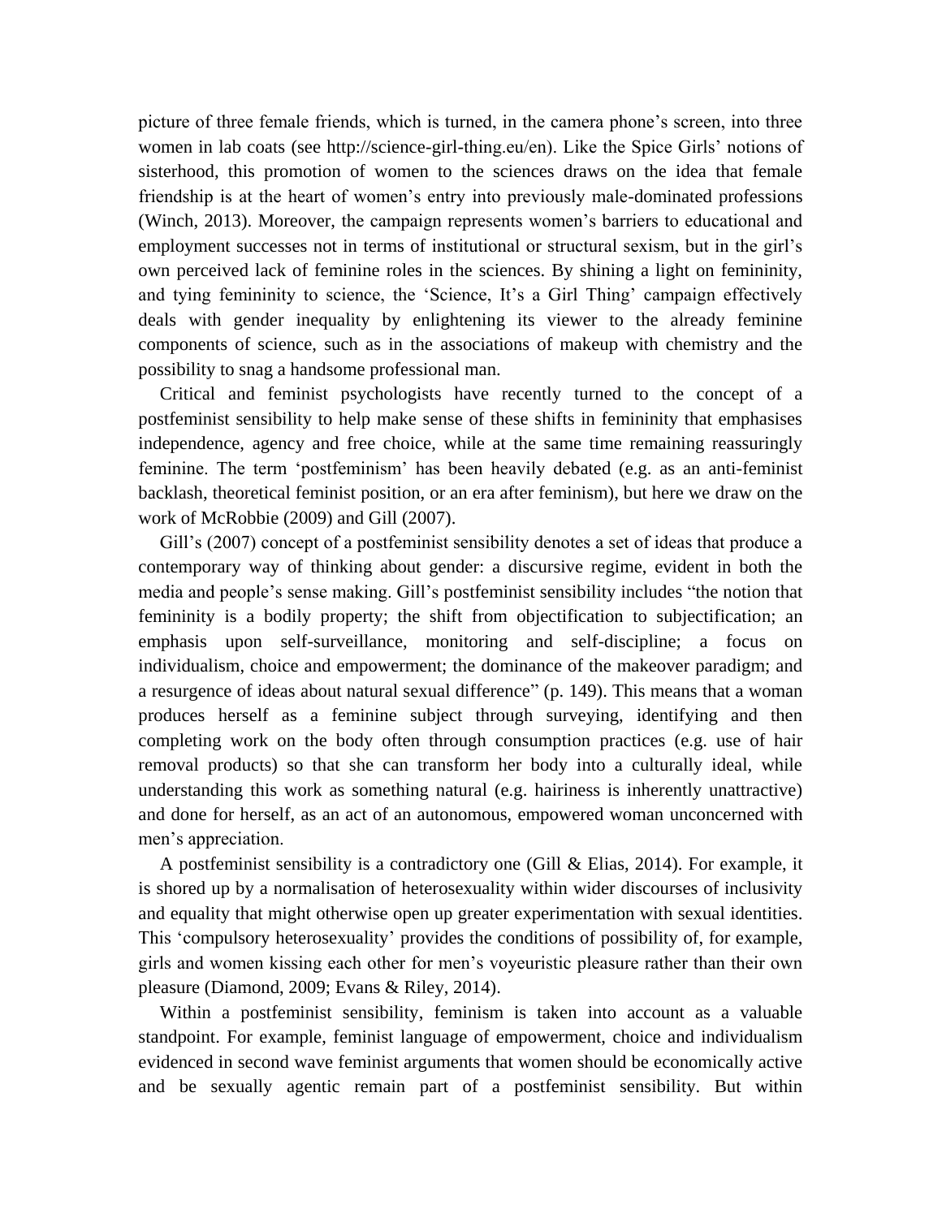picture of three female friends, which is turned, in the camera phone's screen, into three women in lab coats (see http://science-girl-thing.eu/en). Like the Spice Girls' notions of sisterhood, this promotion of women to the sciences draws on the idea that female friendship is at the heart of women's entry into previously male-dominated professions (Winch, 2013). Moreover, the campaign represents women's barriers to educational and employment successes not in terms of institutional or structural sexism, but in the girl's own perceived lack of feminine roles in the sciences. By shining a light on femininity, and tying femininity to science, the 'Science, It's a Girl Thing' campaign effectively deals with gender inequality by enlightening its viewer to the already feminine components of science, such as in the associations of makeup with chemistry and the possibility to snag a handsome professional man.

Critical and feminist psychologists have recently turned to the concept of a postfeminist sensibility to help make sense of these shifts in femininity that emphasises independence, agency and free choice, while at the same time remaining reassuringly feminine. The term 'postfeminism' has been heavily debated (e.g. as an anti-feminist backlash, theoretical feminist position, or an era after feminism), but here we draw on the work of McRobbie (2009) and Gill (2007).

Gill's (2007) concept of a postfeminist sensibility denotes a set of ideas that produce a contemporary way of thinking about gender: a discursive regime, evident in both the media and people's sense making. Gill's postfeminist sensibility includes "the notion that femininity is a bodily property; the shift from objectification to subjectification; an emphasis upon self-surveillance, monitoring and self-discipline; a focus on individualism, choice and empowerment; the dominance of the makeover paradigm; and a resurgence of ideas about natural sexual difference" (p. 149). This means that a woman produces herself as a feminine subject through surveying, identifying and then completing work on the body often through consumption practices (e.g. use of hair removal products) so that she can transform her body into a culturally ideal, while understanding this work as something natural (e.g. hairiness is inherently unattractive) and done for herself, as an act of an autonomous, empowered woman unconcerned with men's appreciation.

A postfeminist sensibility is a contradictory one (Gill & Elias, 2014). For example, it is shored up by a normalisation of heterosexuality within wider discourses of inclusivity and equality that might otherwise open up greater experimentation with sexual identities. This 'compulsory heterosexuality' provides the conditions of possibility of, for example, girls and women kissing each other for men's voyeuristic pleasure rather than their own pleasure (Diamond, 2009; Evans & Riley, 2014).

Within a postfeminist sensibility, feminism is taken into account as a valuable standpoint. For example, feminist language of empowerment, choice and individualism evidenced in second wave feminist arguments that women should be economically active and be sexually agentic remain part of a postfeminist sensibility. But within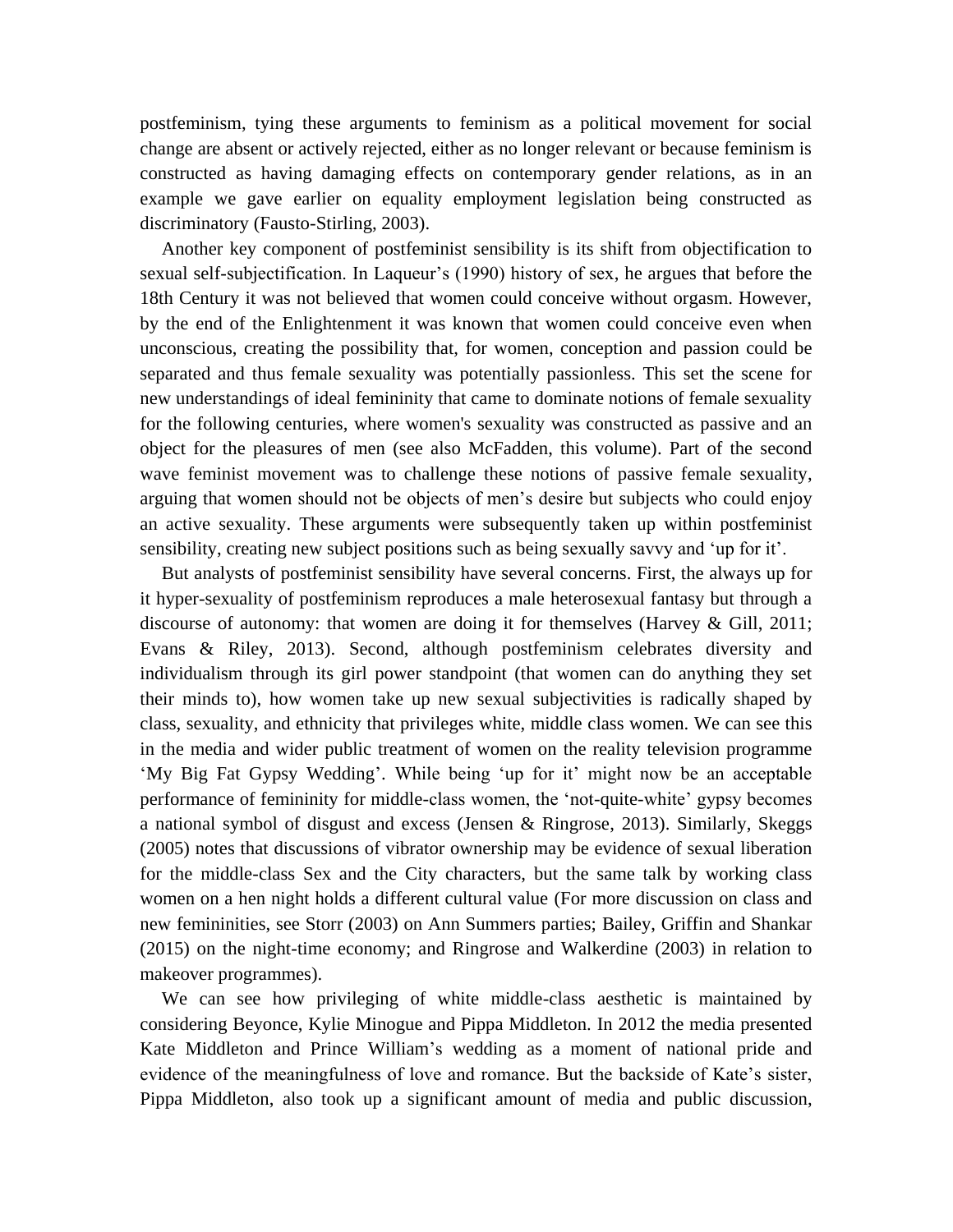postfeminism, tying these arguments to feminism as a political movement for social change are absent or actively rejected, either as no longer relevant or because feminism is constructed as having damaging effects on contemporary gender relations, as in an example we gave earlier on equality employment legislation being constructed as discriminatory (Fausto-Stirling, 2003).

Another key component of postfeminist sensibility is its shift from objectification to sexual self-subjectification. In Laqueur's (1990) history of sex, he argues that before the 18th Century it was not believed that women could conceive without orgasm. However, by the end of the Enlightenment it was known that women could conceive even when unconscious, creating the possibility that, for women, conception and passion could be separated and thus female sexuality was potentially passionless. This set the scene for new understandings of ideal femininity that came to dominate notions of female sexuality for the following centuries, where women's sexuality was constructed as passive and an object for the pleasures of men (see also McFadden, this volume). Part of the second wave feminist movement was to challenge these notions of passive female sexuality, arguing that women should not be objects of men's desire but subjects who could enjoy an active sexuality. These arguments were subsequently taken up within postfeminist sensibility, creating new subject positions such as being sexually savvy and 'up for it'.

But analysts of postfeminist sensibility have several concerns. First, the always up for it hyper-sexuality of postfeminism reproduces a male heterosexual fantasy but through a discourse of autonomy: that women are doing it for themselves (Harvey & Gill, 2011; Evans & Riley, 2013). Second, although postfeminism celebrates diversity and individualism through its girl power standpoint (that women can do anything they set their minds to), how women take up new sexual subjectivities is radically shaped by class, sexuality, and ethnicity that privileges white, middle class women. We can see this in the media and wider public treatment of women on the reality television programme 'My Big Fat Gypsy Wedding'. While being 'up for it' might now be an acceptable performance of femininity for middle-class women, the 'not-quite-white' gypsy becomes a national symbol of disgust and excess (Jensen & Ringrose, 2013). Similarly, Skeggs (2005) notes that discussions of vibrator ownership may be evidence of sexual liberation for the middle-class Sex and the City characters, but the same talk by working class women on a hen night holds a different cultural value (For more discussion on class and new femininities, see Storr (2003) on Ann Summers parties; Bailey, Griffin and Shankar (2015) on the night-time economy; and Ringrose and Walkerdine (2003) in relation to makeover programmes).

We can see how privileging of white middle-class aesthetic is maintained by considering Beyonce, Kylie Minogue and Pippa Middleton. In 2012 the media presented Kate Middleton and Prince William's wedding as a moment of national pride and evidence of the meaningfulness of love and romance. But the backside of Kate's sister, Pippa Middleton, also took up a significant amount of media and public discussion,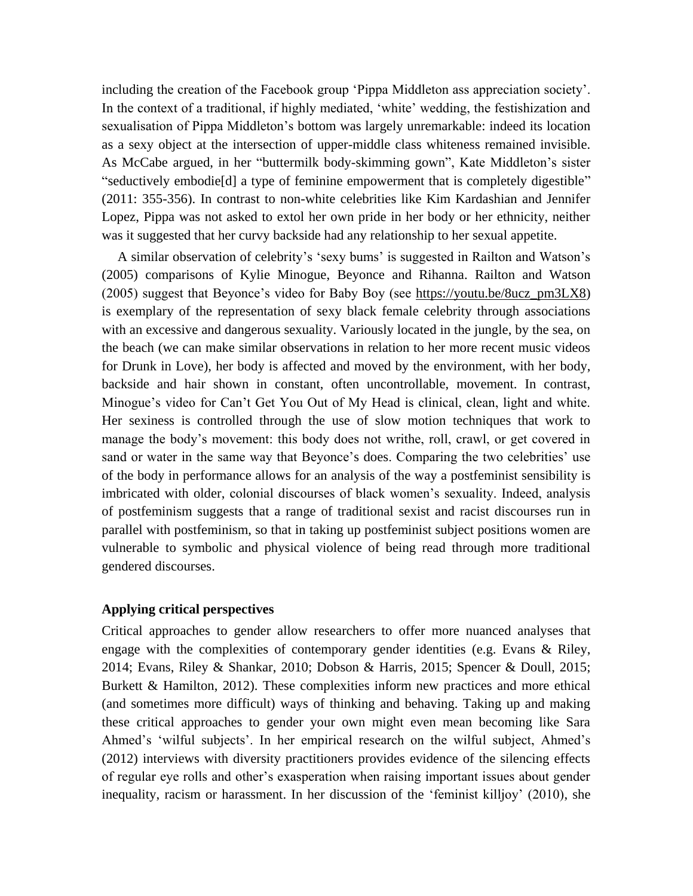including the creation of the Facebook group 'Pippa Middleton ass appreciation society'. In the context of a traditional, if highly mediated, 'white' wedding, the festishization and sexualisation of Pippa Middleton's bottom was largely unremarkable: indeed its location as a sexy object at the intersection of upper-middle class whiteness remained invisible. As McCabe argued, in her "buttermilk body-skimming gown", Kate Middleton's sister "seductively embodie[d] a type of feminine empowerment that is completely digestible" (2011: 355-356). In contrast to non-white celebrities like Kim Kardashian and Jennifer Lopez, Pippa was not asked to extol her own pride in her body or her ethnicity, neither was it suggested that her curvy backside had any relationship to her sexual appetite.

A similar observation of celebrity's 'sexy bums' is suggested in Railton and Watson's (2005) comparisons of Kylie Minogue, Beyonce and Rihanna. Railton and Watson (2005) suggest that Beyonce's video for Baby Boy (see https://youtu.be/8ucz_pm3LX8) is exemplary of the representation of sexy black female celebrity through associations with an excessive and dangerous sexuality. Variously located in the jungle, by the sea, on the beach (we can make similar observations in relation to her more recent music videos for Drunk in Love), her body is affected and moved by the environment, with her body, backside and hair shown in constant, often uncontrollable, movement. In contrast, Minogue's video for Can't Get You Out of My Head is clinical, clean, light and white. Her sexiness is controlled through the use of slow motion techniques that work to manage the body's movement: this body does not writhe, roll, crawl, or get covered in sand or water in the same way that Beyonce's does. Comparing the two celebrities' use of the body in performance allows for an analysis of the way a postfeminist sensibility is imbricated with older, colonial discourses of black women's sexuality. Indeed, analysis of postfeminism suggests that a range of traditional sexist and racist discourses run in parallel with postfeminism, so that in taking up postfeminist subject positions women are vulnerable to symbolic and physical violence of being read through more traditional gendered discourses.

## Applying critical perspectives

Critical approaches to gender allow researchers to offer more nuanced analyses that engage with the complexities of contemporary gender identities (e.g. Evans & Riley, 2014; Evans, Riley & Shankar, 2010; Dobson & Harris, 2015; Spencer & Doull, 2015; Burkett & Hamilton, 2012). These complexities inform new practices and more ethical (and sometimes more difficult) ways of thinking and behaving. Taking up and making these critical approaches to gender your own might even mean becoming like Sara Ahmed's 'wilful subjects'. In her empirical research on the wilful subject, Ahmed's (2012) interviews with diversity practitioners provides evidence of the silencing effects of regular eye rolls and other's exasperation when raising important issues about gender inequality, racism or harassment. In her discussion of the 'feminist killjoy' (2010), she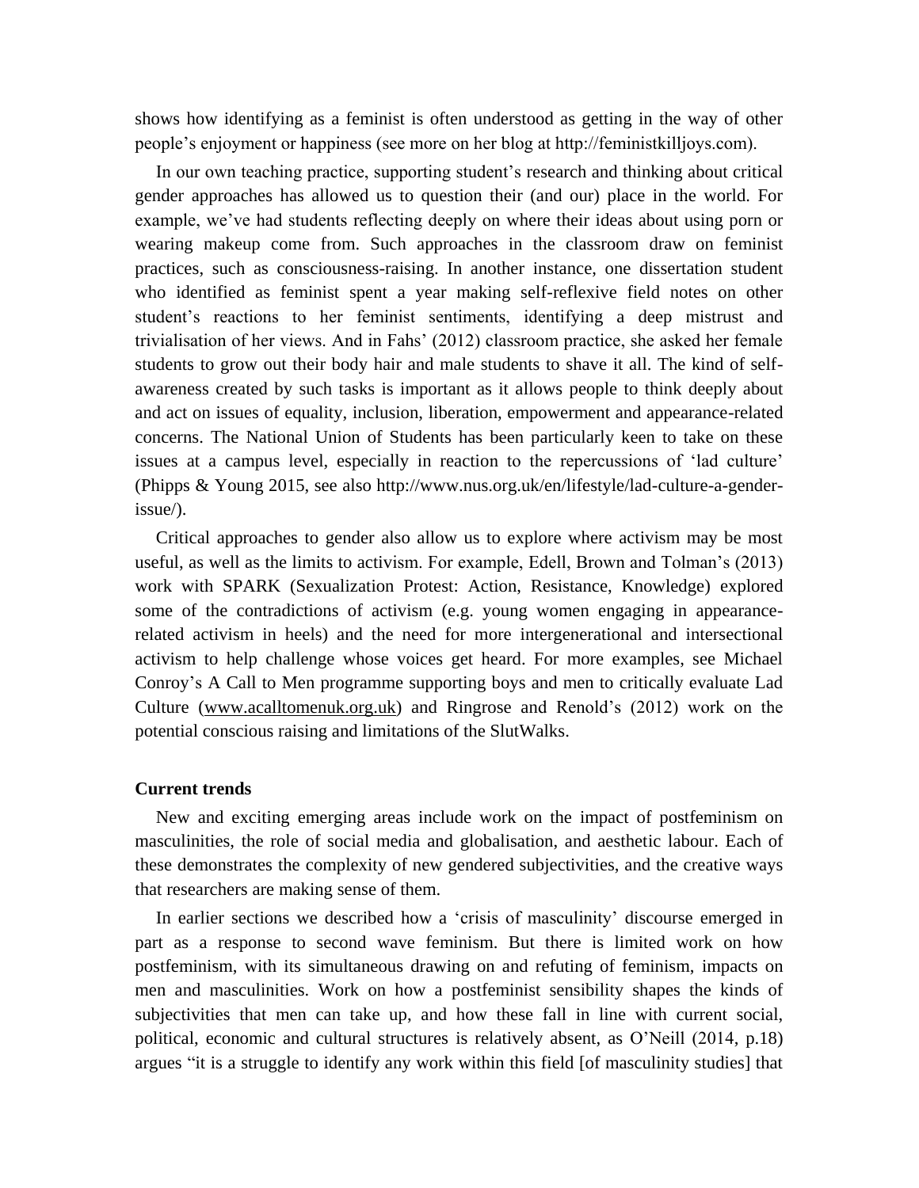shows how identifying as a feminist is often understood as getting in the way of other people's enjoyment or happiness (see more on her blog at http://feministkilljoys.com).

In our own teaching practice, supporting student's research and thinking about critical gender approaches has allowed us to question their (and our) place in the world. For example, we've had students reflecting deeply on where their ideas about using porn or wearing makeup come from. Such approaches in the classroom draw on feminist practices, such as consciousness-raising. In another instance, one dissertation student who identified as feminist spent a year making self-reflexive field notes on other student's reactions to her feminist sentiments, identifying a deep mistrust and trivialisation of her views. And in Fahs' (2012) classroom practice, she asked her female students to grow out their body hair and male students to shave it all. The kind of self-awareness created by such tasks is important as it allows people to think deeply about and act on issues of equality, inclusion, liberation, empowerment and appearance-related concerns. The National Union of Students has been particularly keen to take on these issues at a campus level, especially in reaction to the repercussions of 'lad culture' (Phipps & Young 2015, see also http://www.nus.org.uk/en/lifestyle/lad-culture-a-gender-issue/).

Critical approaches to gender also allow us to explore where activism may be most useful, as well as the limits to activism. For example, Edell, Brown and Tolman's (2013) work with SPARK (Sexualization Protest: Action, Resistance, Knowledge) explored some of the contradictions of activism (e.g. young women engaging in appearance-related activism in heels) and the need for more intergenerational and intersectional activism to help challenge whose voices get heard. For more examples, see Michael Conroy's A Call to Men programme supporting boys and men to critically evaluate Lad Culture (www.acalltomenuk.org.uk) and Ringrose and Renold's (2012) work on the potential conscious raising and limitations of the SlutWalks.

**Current trends**

New and exciting emerging areas include work on the impact of postfeminism on masculinities, the role of social media and globalisation, and aesthetic labour. Each of these demonstrates the complexity of new gendered subjectivities, and the creative ways that researchers are making sense of them.

In earlier sections we described how a 'crisis of masculinity' discourse emerged in part as a response to second wave feminism. But there is limited work on how postfeminism, with its simultaneous drawing on and refuting of feminism, impacts on men and masculinities. Work on how a postfeminist sensibility shapes the kinds of subjectivities that men can take up, and how these fall in line with current social, political, economic and cultural structures is relatively absent, as O'Neill (2014, p.18) argues "it is a struggle to identify any work within this field [of masculinity studies] that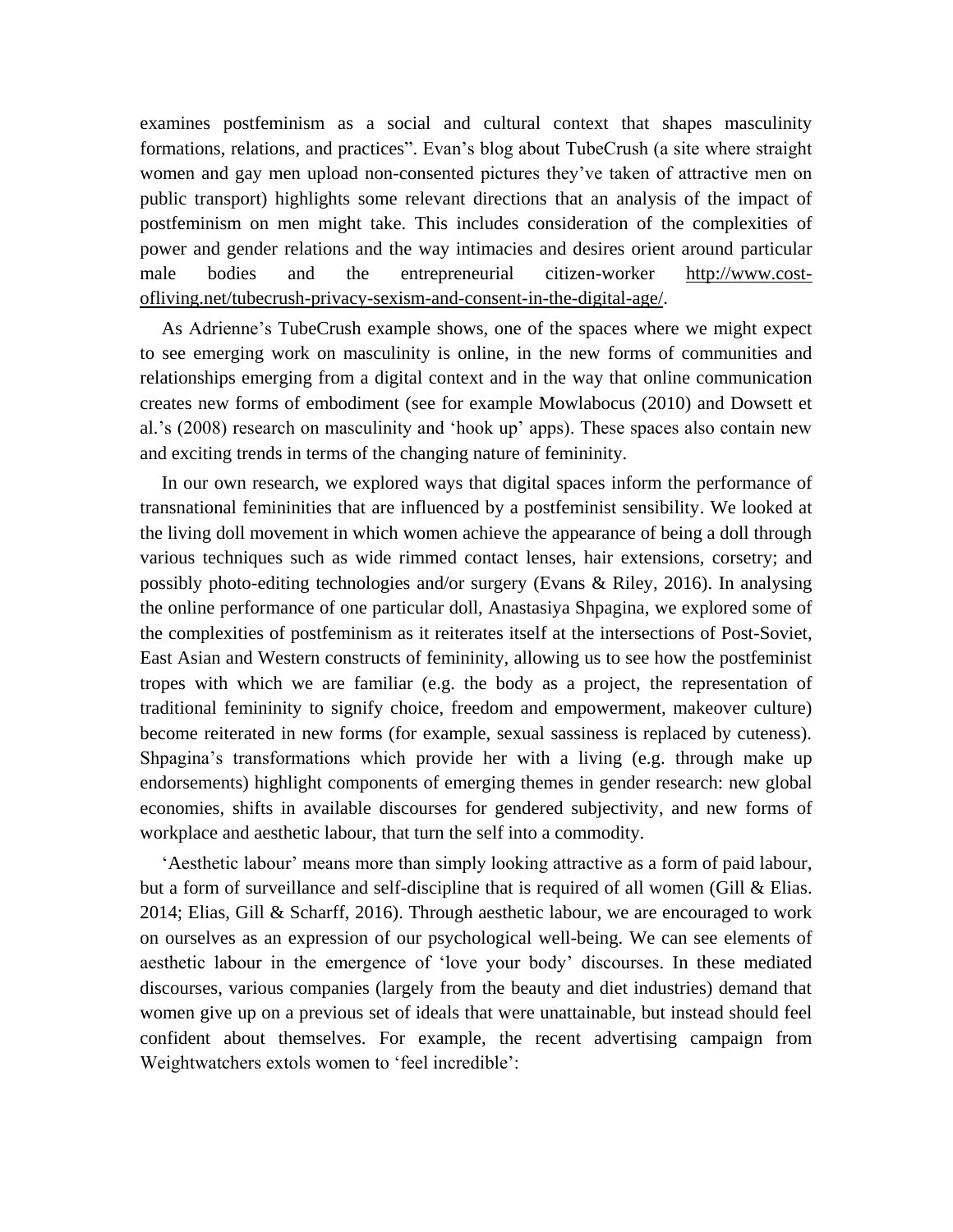examines postfeminism as a social and cultural context that shapes masculinity formations, relations, and practices". Evan's blog about TubeCrush (a site where straight women and gay men upload non-consented pictures they've taken of attractive men on public transport) highlights some relevant directions that an analysis of the impact of postfeminism on men might take. This includes consideration of the complexities of power and gender relations and the way intimacies and desires orient around particular male bodies and the entrepreneurial citizen-worker http://www.cost-ofliving.net/tubecrush-privacy-sexism-and-consent-in-the-digital-age/.

As Adrienne's TubeCrush example shows, one of the spaces where we might expect to see emerging work on masculinity is online, in the new forms of communities and relationships emerging from a digital context and in the way that online communication creates new forms of embodiment (see for example Mowlabocus (2010) and Dowsett et al.'s (2008) research on masculinity and 'hook up' apps). These spaces also contain new and exciting trends in terms of the changing nature of femininity.

In our own research, we explored ways that digital spaces inform the performance of transnational femininities that are influenced by a postfeminist sensibility. We looked at the living doll movement in which women achieve the appearance of being a doll through various techniques such as wide rimmed contact lenses, hair extensions, corsetry; and possibly photo-editing technologies and/or surgery (Evans & Riley, 2016). In analysing the online performance of one particular doll, Anastasiya Shpagina, we explored some of the complexities of postfeminism as it reiterates itself at the intersections of Post-Soviet, East Asian and Western constructs of femininity, allowing us to see how the postfeminist tropes with which we are familiar (e.g. the body as a project, the representation of traditional femininity to signify choice, freedom and empowerment, makeover culture) become reiterated in new forms (for example, sexual sassiness is replaced by cuteness). Shpagina's transformations which provide her with a living (e.g. through make up endorsements) highlight components of emerging themes in gender research: new global economies, shifts in available discourses for gendered subjectivity, and new forms of workplace and aesthetic labour, that turn the self into a commodity.

'Aesthetic labour' means more than simply looking attractive as a form of paid labour, but a form of surveillance and self-discipline that is required of all women (Gill & Elias. 2014; Elias, Gill & Scharff, 2016). Through aesthetic labour, we are encouraged to work on ourselves as an expression of our psychological well-being. We can see elements of aesthetic labour in the emergence of 'love your body' discourses. In these mediated discourses, various companies (largely from the beauty and diet industries) demand that women give up on a previous set of ideals that were unattainable, but instead should feel confident about themselves. For example, the recent advertising campaign from Weightwatchers extols women to 'feel incredible':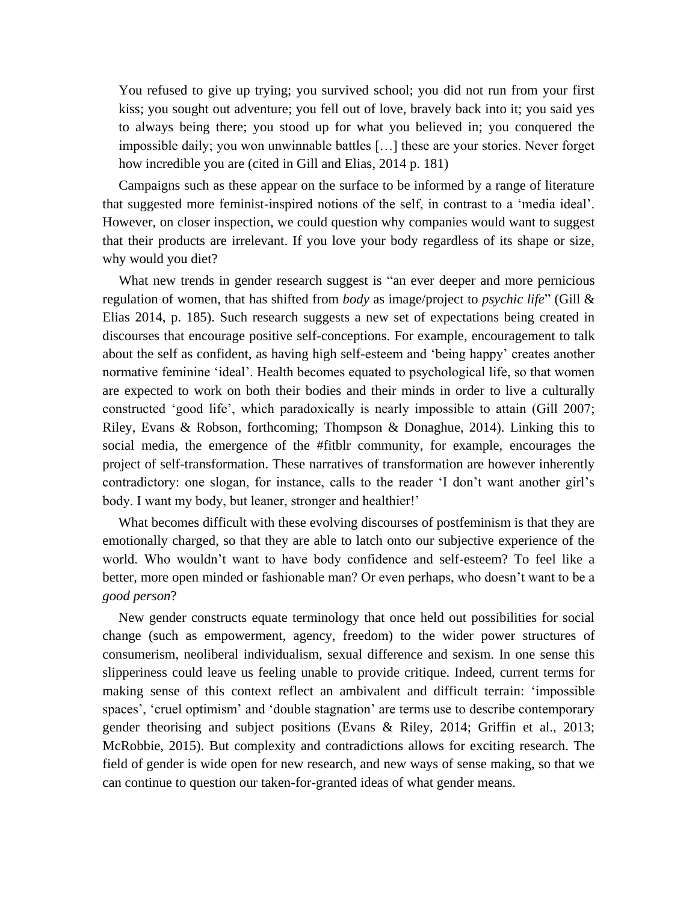> You refused to give up trying; you survived school; you did not run from your first kiss; you sought out adventure; you fell out of love, bravely back into it; you said yes to always being there; you stood up for what you believed in; you conquered the impossible daily; you won unwinnable battles […] these are your stories. Never forget how incredible you are (cited in Gill and Elias, 2014 p. 181)

Campaigns such as these appear on the surface to be informed by a range of literature that suggested more feminist-inspired notions of the self, in contrast to a 'media ideal'. However, on closer inspection, we could question why companies would want to suggest that their products are irrelevant. If you love your body regardless of its shape or size, why would you diet?

What new trends in gender research suggest is "an ever deeper and more pernicious regulation of women, that has shifted from *body* as image/project to *psychic life*" (Gill & Elias 2014, p. 185). Such research suggests a new set of expectations being created in discourses that encourage positive self-conceptions. For example, encouragement to talk about the self as confident, as having high self-esteem and 'being happy' creates another normative feminine 'ideal'. Health becomes equated to psychological life, so that women are expected to work on both their bodies and their minds in order to live a culturally constructed 'good life', which paradoxically is nearly impossible to attain (Gill 2007; Riley, Evans & Robson, forthcoming; Thompson & Donaghue, 2014). Linking this to social media, the emergence of the #fitblr community, for example, encourages the project of self-transformation. These narratives of transformation are however inherently contradictory: one slogan, for instance, calls to the reader 'I don't want another girl's body. I want my body, but leaner, stronger and healthier!'

What becomes difficult with these evolving discourses of postfeminism is that they are emotionally charged, so that they are able to latch onto our subjective experience of the world. Who wouldn't want to have body confidence and self-esteem? To feel like a better, more open minded or fashionable man? Or even perhaps, who doesn't want to be a *good person*?

New gender constructs equate terminology that once held out possibilities for social change (such as empowerment, agency, freedom) to the wider power structures of consumerism, neoliberal individualism, sexual difference and sexism. In one sense this slipperiness could leave us feeling unable to provide critique. Indeed, current terms for making sense of this context reflect an ambivalent and difficult terrain: 'impossible spaces', 'cruel optimism' and 'double stagnation' are terms use to describe contemporary gender theorising and subject positions (Evans & Riley, 2014; Griffin et al., 2013; McRobbie, 2015). But complexity and contradictions allows for exciting research. The field of gender is wide open for new research, and new ways of sense making, so that we can continue to question our taken-for-granted ideas of what gender means.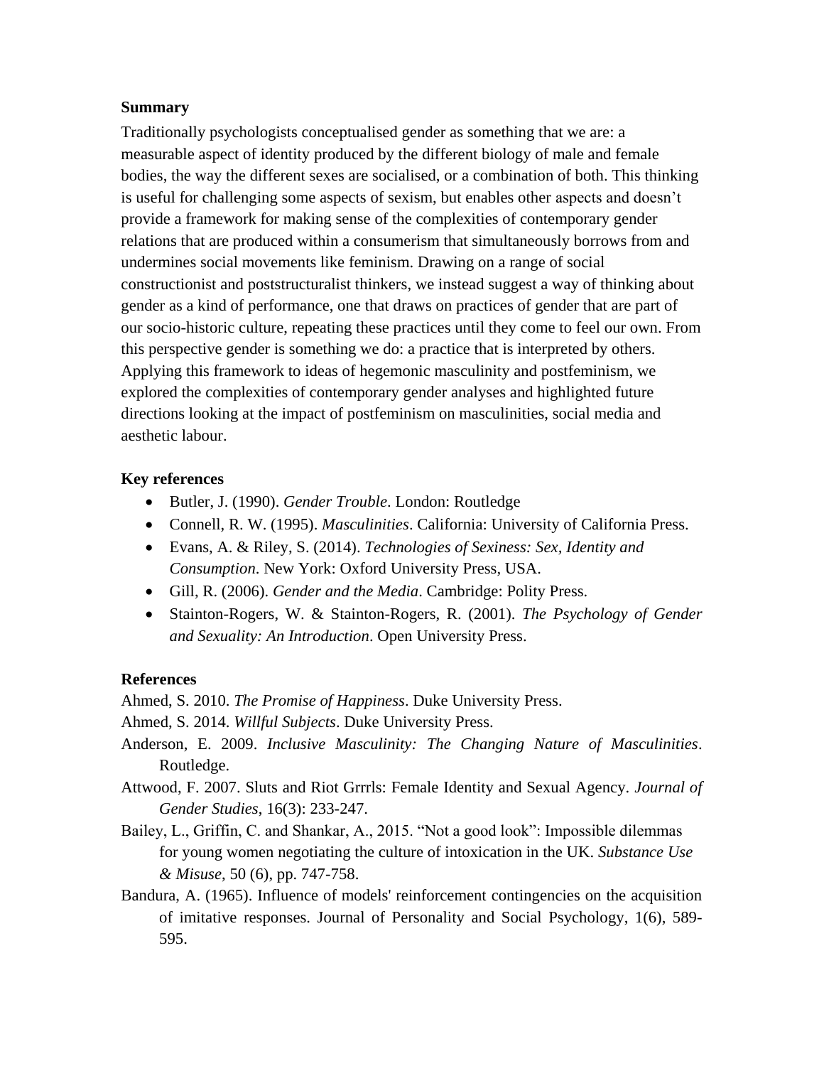**Summary**

Traditionally psychologists conceptualised gender as something that we are: a measurable aspect of identity produced by the different biology of male and female bodies, the way the different sexes are socialised, or a combination of both. This thinking is useful for challenging some aspects of sexism, but enables other aspects and doesn't provide a framework for making sense of the complexities of contemporary gender relations that are produced within a consumerism that simultaneously borrows from and undermines social movements like feminism. Drawing on a range of social constructionist and poststructuralist thinkers, we instead suggest a way of thinking about gender as a kind of performance, one that draws on practices of gender that are part of our socio-historic culture, repeating these practices until they come to feel our own. From this perspective gender is something we do: a practice that is interpreted by others. Applying this framework to ideas of hegemonic masculinity and postfeminism, we explored the complexities of contemporary gender analyses and highlighted future directions looking at the impact of postfeminism on masculinities, social media and aesthetic labour.

**Key references**

- Butler, J. (1990). *Gender Trouble*. London: Routledge
- Connell, R. W. (1995). *Masculinities*. California: University of California Press.
- Evans, A. & Riley, S. (2014). *Technologies of Sexiness: Sex, Identity and Consumption*. New York: Oxford University Press, USA.
- Gill, R. (2006). *Gender and the Media*. Cambridge: Polity Press.
- Stainton-Rogers, W. & Stainton-Rogers, R. (2001). *The Psychology of Gender and Sexuality: An Introduction*. Open University Press.

**References**

Ahmed, S. 2010. *The Promise of Happiness*. Duke University Press.

Ahmed, S. 2014. *Willful Subjects*. Duke University Press.

Anderson, E. 2009. *Inclusive Masculinity: The Changing Nature of Masculinities*. Routledge.

Attwood, F. 2007. Sluts and Riot Grrrls: Female Identity and Sexual Agency. *Journal of Gender Studies*, 16(3): 233-247.

Bailey, L., Griffin, C. and Shankar, A., 2015. "Not a good look": Impossible dilemmas for young women negotiating the culture of intoxication in the UK. *Substance Use & Misuse*, 50 (6), pp. 747-758.

Bandura, A. (1965). Influence of models' reinforcement contingencies on the acquisition of imitative responses. Journal of Personality and Social Psychology, 1(6), 589-595.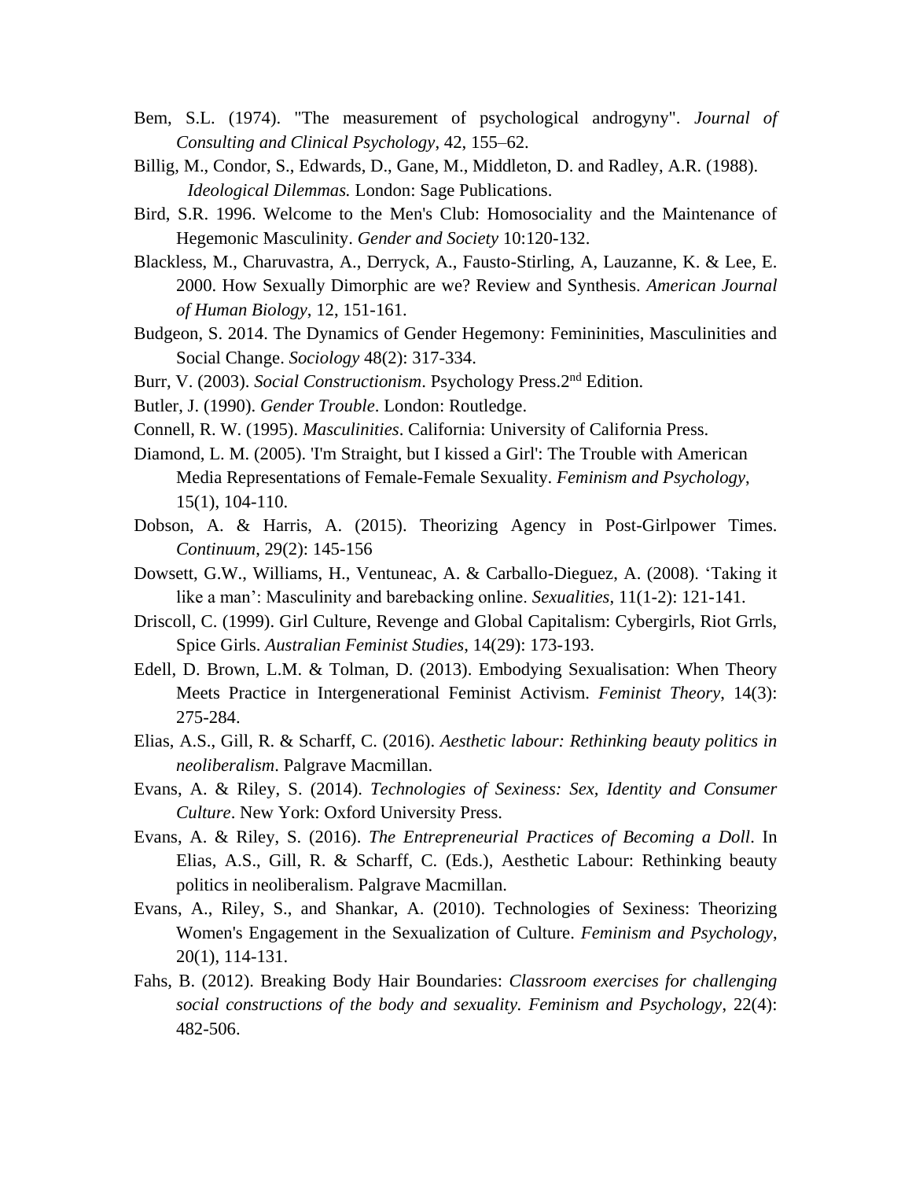Bem, S.L. (1974). "The measurement of psychological androgyny". *Journal of Consulting and Clinical Psychology*, 42, 155–62.

Billig, M., Condor, S., Edwards, D., Gane, M., Middleton, D. and Radley, A.R. (1988). *Ideological Dilemmas.* London: Sage Publications.

Bird, S.R. 1996. Welcome to the Men's Club: Homosociality and the Maintenance of Hegemonic Masculinity. *Gender and Society* 10:120-132.

Blackless, M., Charuvastra, A., Derryck, A., Fausto-Stirling, A, Lauzanne, K. & Lee, E. 2000. How Sexually Dimorphic are we? Review and Synthesis. *American Journal of Human Biology*, 12, 151-161.

Budgeon, S. 2014. The Dynamics of Gender Hegemony: Femininities, Masculinities and Social Change. *Sociology* 48(2): 317-334.

Burr, V. (2003). *Social Constructionism*. Psychology Press.2nd Edition.

Butler, J. (1990). *Gender Trouble*. London: Routledge.

Connell, R. W. (1995). *Masculinities*. California: University of California Press.

Diamond, L. M. (2005). 'I'm Straight, but I kissed a Girl': The Trouble with American Media Representations of Female-Female Sexuality. *Feminism and Psychology*, 15(1), 104-110.

Dobson, A. & Harris, A. (2015). Theorizing Agency in Post-Girlpower Times. *Continuum*, 29(2): 145-156

Dowsett, G.W., Williams, H., Ventuneac, A. & Carballo-Dieguez, A. (2008). 'Taking it like a man': Masculinity and barebacking online. *Sexualities*, 11(1-2): 121-141.

Driscoll, C. (1999). Girl Culture, Revenge and Global Capitalism: Cybergirls, Riot Grrls, Spice Girls. *Australian Feminist Studies*, 14(29): 173-193.

Edell, D. Brown, L.M. & Tolman, D. (2013). Embodying Sexualisation: When Theory Meets Practice in Intergenerational Feminist Activism. *Feminist Theory*, 14(3): 275-284.

Elias, A.S., Gill, R. & Scharff, C. (2016). *Aesthetic labour: Rethinking beauty politics in neoliberalism*. Palgrave Macmillan.

Evans, A. & Riley, S. (2014). *Technologies of Sexiness: Sex, Identity and Consumer Culture*. New York: Oxford University Press.

Evans, A. & Riley, S. (2016). *The Entrepreneurial Practices of Becoming a Doll*. In Elias, A.S., Gill, R. & Scharff, C. (Eds.), Aesthetic Labour: Rethinking beauty politics in neoliberalism. Palgrave Macmillan.

Evans, A., Riley, S., and Shankar, A. (2010). Technologies of Sexiness: Theorizing Women's Engagement in the Sexualization of Culture. *Feminism and Psychology*, 20(1), 114-131.

Fahs, B. (2012). Breaking Body Hair Boundaries: *Classroom exercises for challenging social constructions of the body and sexuality. Feminism and Psychology*, 22(4): 482-506.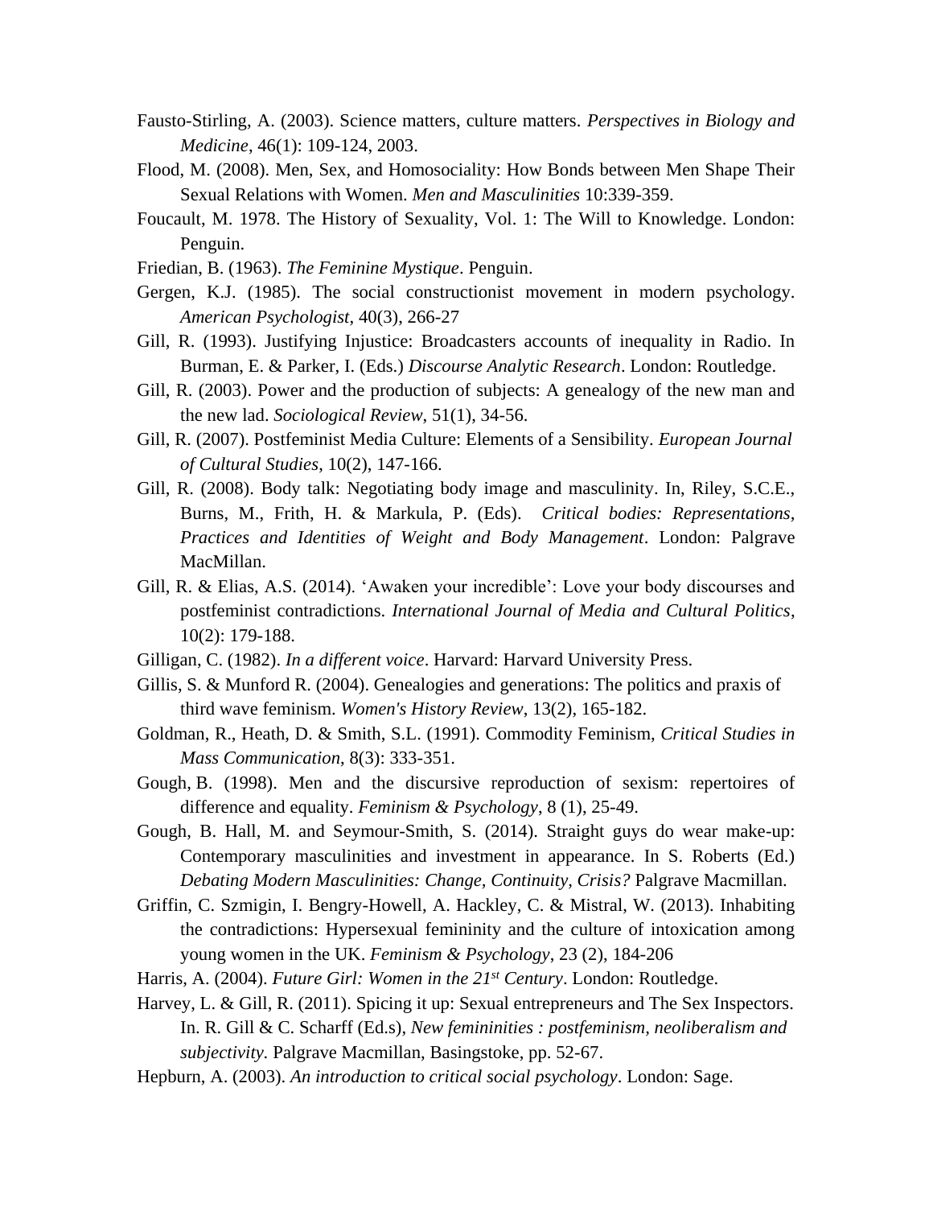Fausto-Stirling, A. (2003). Science matters, culture matters. *Perspectives in Biology and Medicine*, 46(1): 109-124, 2003.

Flood, M. (2008). Men, Sex, and Homosociality: How Bonds between Men Shape Their Sexual Relations with Women. *Men and Masculinities* 10:339-359.

Foucault, M. 1978. The History of Sexuality, Vol. 1: The Will to Knowledge. London: Penguin.

Friedian, B. (1963). *The Feminine Mystique*. Penguin.

Gergen, K.J. (1985). The social constructionist movement in modern psychology. *American Psychologist*, 40(3), 266-27

Gill, R. (1993). Justifying Injustice: Broadcasters accounts of inequality in Radio. In Burman, E. & Parker, I. (Eds.) *Discourse Analytic Research*. London: Routledge.

Gill, R. (2003). Power and the production of subjects: A genealogy of the new man and the new lad. *Sociological Review*, 51(1), 34-56.

Gill, R. (2007). Postfeminist Media Culture: Elements of a Sensibility. *European Journal of Cultural Studies*, 10(2), 147-166.

Gill, R. (2008). Body talk: Negotiating body image and masculinity. In, Riley, S.C.E., Burns, M., Frith, H. & Markula, P. (Eds). *Critical bodies: Representations, Practices and Identities of Weight and Body Management*. London: Palgrave MacMillan.

Gill, R. & Elias, A.S. (2014). 'Awaken your incredible': Love your body discourses and postfeminist contradictions. *International Journal of Media and Cultural Politics*, 10(2): 179-188.

Gilligan, C. (1982). *In a different voice*. Harvard: Harvard University Press.

Gillis, S. & Munford R. (2004). Genealogies and generations: The politics and praxis of third wave feminism. *Women's History Review*, 13(2), 165-182.

Goldman, R., Heath, D. & Smith, S.L. (1991). Commodity Feminism, *Critical Studies in Mass Communication*, 8(3): 333-351.

Gough, B. (1998). Men and the discursive reproduction of sexism: repertoires of difference and equality. *Feminism & Psychology*, 8 (1), 25-49.

Gough, B. Hall, M. and Seymour-Smith, S. (2014). Straight guys do wear make-up: Contemporary masculinities and investment in appearance. In S. Roberts (Ed.) *Debating Modern Masculinities: Change, Continuity, Crisis?* Palgrave Macmillan.

Griffin, C. Szmigin, I. Bengry-Howell, A. Hackley, C. & Mistral, W. (2013). Inhabiting the contradictions: Hypersexual femininity and the culture of intoxication among young women in the UK. *Feminism & Psychology*, 23 (2), 184-206

Harris, A. (2004). *Future Girl: Women in the 21st Century*. London: Routledge.

Harvey, L. & Gill, R. (2011). Spicing it up: Sexual entrepreneurs and The Sex Inspectors. In. R. Gill & C. Scharff (Ed.s), *New femininities : postfeminism, neoliberalism and subjectivity*. Palgrave Macmillan, Basingstoke, pp. 52-67.

Hepburn, A. (2003). *An introduction to critical social psychology*. London: Sage.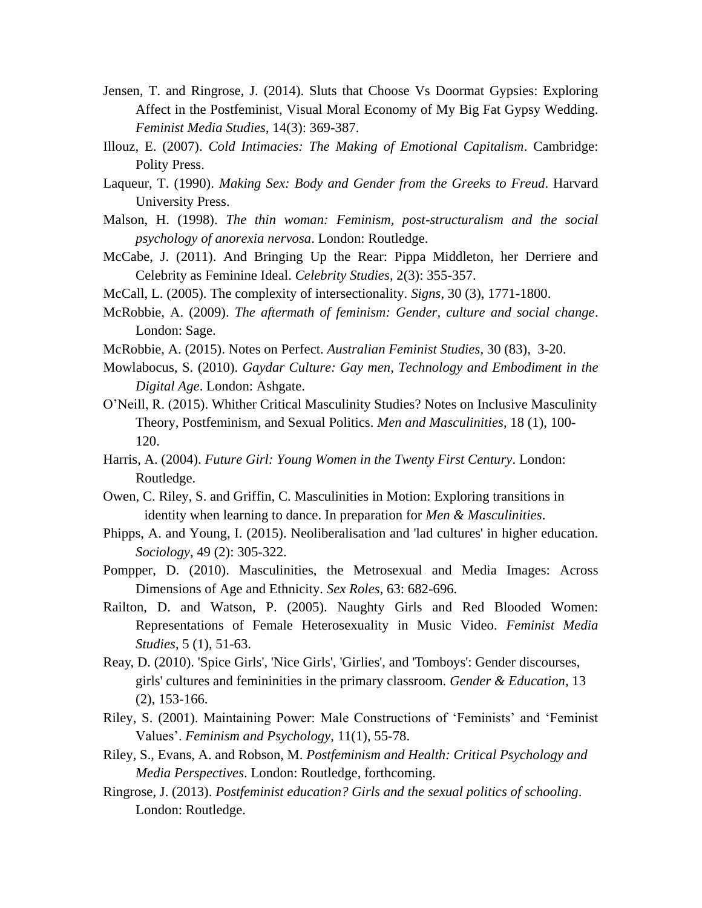Jensen, T. and Ringrose, J. (2014). Sluts that Choose Vs Doormat Gypsies: Exploring Affect in the Postfeminist, Visual Moral Economy of My Big Fat Gypsy Wedding. *Feminist Media Studies*, 14(3): 369-387.

Illouz, E. (2007). *Cold Intimacies: The Making of Emotional Capitalism*. Cambridge: Polity Press.

Laqueur, T. (1990). *Making Sex: Body and Gender from the Greeks to Freud*. Harvard University Press.

Malson, H. (1998). *The thin woman: Feminism, post-structuralism and the social psychology of anorexia nervosa*. London: Routledge.

McCabe, J. (2011). And Bringing Up the Rear: Pippa Middleton, her Derriere and Celebrity as Feminine Ideal. *Celebrity Studies*, 2(3): 355-357.

McCall, L. (2005). The complexity of intersectionality. *Signs*, 30 (3), 1771-1800.

McRobbie, A. (2009). *The aftermath of feminism: Gender, culture and social change*. London: Sage.

McRobbie, A. (2015). Notes on Perfect. *Australian Feminist Studies*, 30 (83), 3-20.

Mowlabocus, S. (2010). *Gaydar Culture: Gay men, Technology and Embodiment in the Digital Age*. London: Ashgate.

O'Neill, R. (2015). Whither Critical Masculinity Studies? Notes on Inclusive Masculinity Theory, Postfeminism, and Sexual Politics. *Men and Masculinities*, 18 (1), 100-120.

Harris, A. (2004). *Future Girl: Young Women in the Twenty First Century*. London: Routledge.

Owen, C. Riley, S. and Griffin, C. Masculinities in Motion: Exploring transitions in identity when learning to dance. In preparation for *Men & Masculinities*.

Phipps, A. and Young, I. (2015). Neoliberalisation and 'lad cultures' in higher education. *Sociology*, 49 (2): 305-322.

Pompper, D. (2010). Masculinities, the Metrosexual and Media Images: Across Dimensions of Age and Ethnicity. *Sex Roles*, 63: 682-696.

Railton, D. and Watson, P. (2005). Naughty Girls and Red Blooded Women: Representations of Female Heterosexuality in Music Video. *Feminist Media Studies*, 5 (1), 51-63.

Reay, D. (2010). 'Spice Girls', 'Nice Girls', 'Girlies', and 'Tomboys': Gender discourses, girls' cultures and femininities in the primary classroom. *Gender & Education*, 13 (2), 153-166.

Riley, S. (2001). Maintaining Power: Male Constructions of 'Feminists' and 'Feminist Values'. *Feminism and Psychology*, 11(1), 55-78.

Riley, S., Evans, A. and Robson, M. *Postfeminism and Health: Critical Psychology and Media Perspectives*. London: Routledge, forthcoming.

Ringrose, J. (2013). *Postfeminist education? Girls and the sexual politics of schooling*. London: Routledge.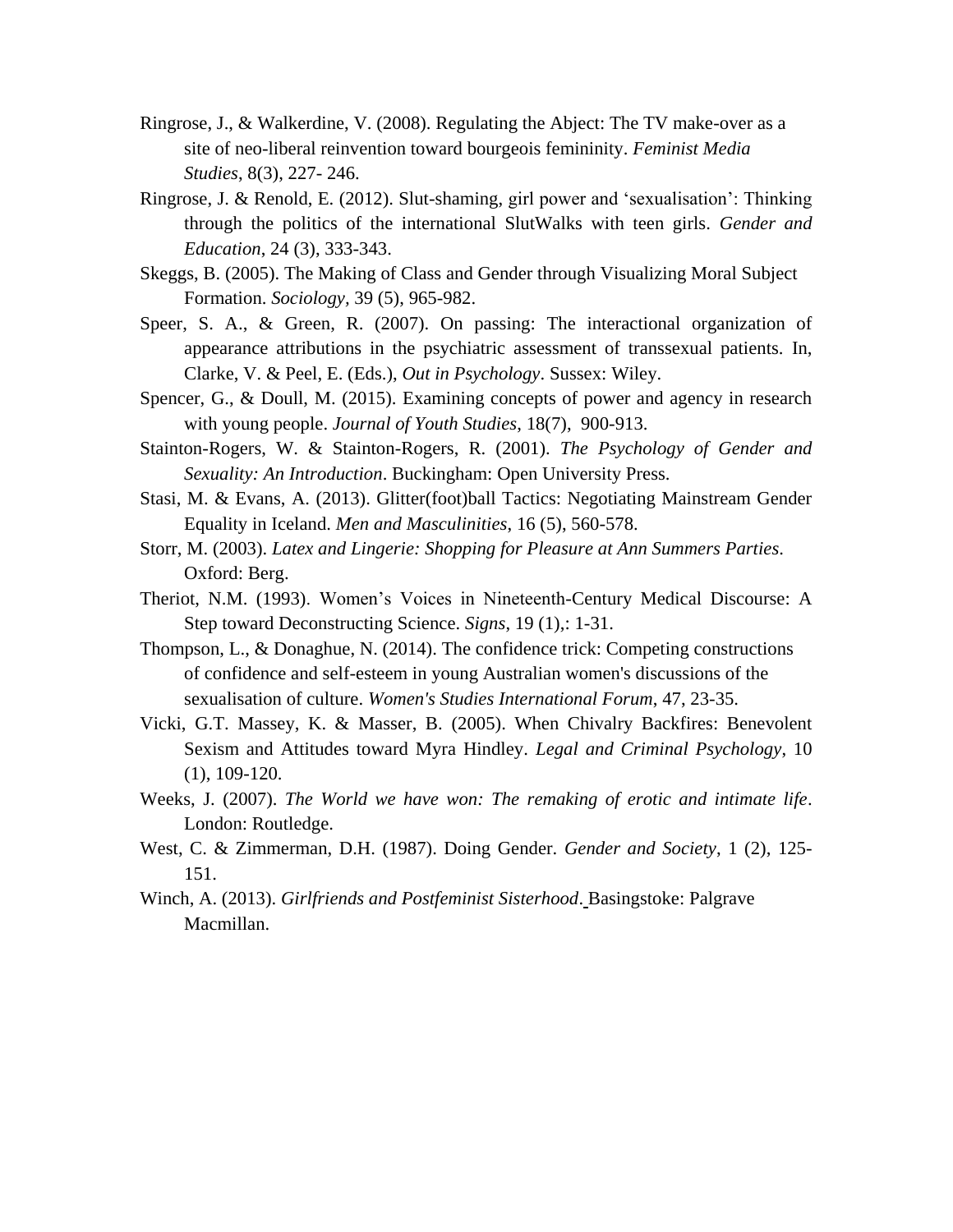Ringrose, J., & Walkerdine, V. (2008). Regulating the Abject: The TV make-over as a site of neo-liberal reinvention toward bourgeois femininity. *Feminist Media Studies*, 8(3), 227- 246.

Ringrose, J. & Renold, E. (2012). Slut-shaming, girl power and 'sexualisation': Thinking through the politics of the international SlutWalks with teen girls. *Gender and Education*, 24 (3), 333-343.

Skeggs, B. (2005). The Making of Class and Gender through Visualizing Moral Subject Formation. *Sociology*, 39 (5), 965-982.

Speer, S. A., & Green, R. (2007). On passing: The interactional organization of appearance attributions in the psychiatric assessment of transsexual patients. In, Clarke, V. & Peel, E. (Eds.), *Out in Psychology*. Sussex: Wiley.

Spencer, G., & Doull, M. (2015). Examining concepts of power and agency in research with young people. *Journal of Youth Studies*, 18(7), 900-913.

Stainton-Rogers, W. & Stainton-Rogers, R. (2001). *The Psychology of Gender and Sexuality: An Introduction*. Buckingham: Open University Press.

Stasi, M. & Evans, A. (2013). Glitter(foot)ball Tactics: Negotiating Mainstream Gender Equality in Iceland. *Men and Masculinities*, 16 (5), 560-578.

Storr, M. (2003). *Latex and Lingerie: Shopping for Pleasure at Ann Summers Parties*. Oxford: Berg.

Theriot, N.M. (1993). Women's Voices in Nineteenth-Century Medical Discourse: A Step toward Deconstructing Science. *Signs*, 19 (1),: 1-31.

Thompson, L., & Donaghue, N. (2014). The confidence trick: Competing constructions of confidence and self-esteem in young Australian women's discussions of the sexualisation of culture. *Women's Studies International Forum*, 47, 23-35.

Vicki, G.T. Massey, K. & Masser, B. (2005). When Chivalry Backfires: Benevolent Sexism and Attitudes toward Myra Hindley. *Legal and Criminal Psychology*, 10 (1), 109-120.

Weeks, J. (2007). *The World we have won: The remaking of erotic and intimate life*. London: Routledge.

West, C. & Zimmerman, D.H. (1987). Doing Gender. *Gender and Society*, 1 (2), 125-151.

Winch, A. (2013). *Girlfriends and Postfeminist Sisterhood*. Basingstoke: Palgrave Macmillan.